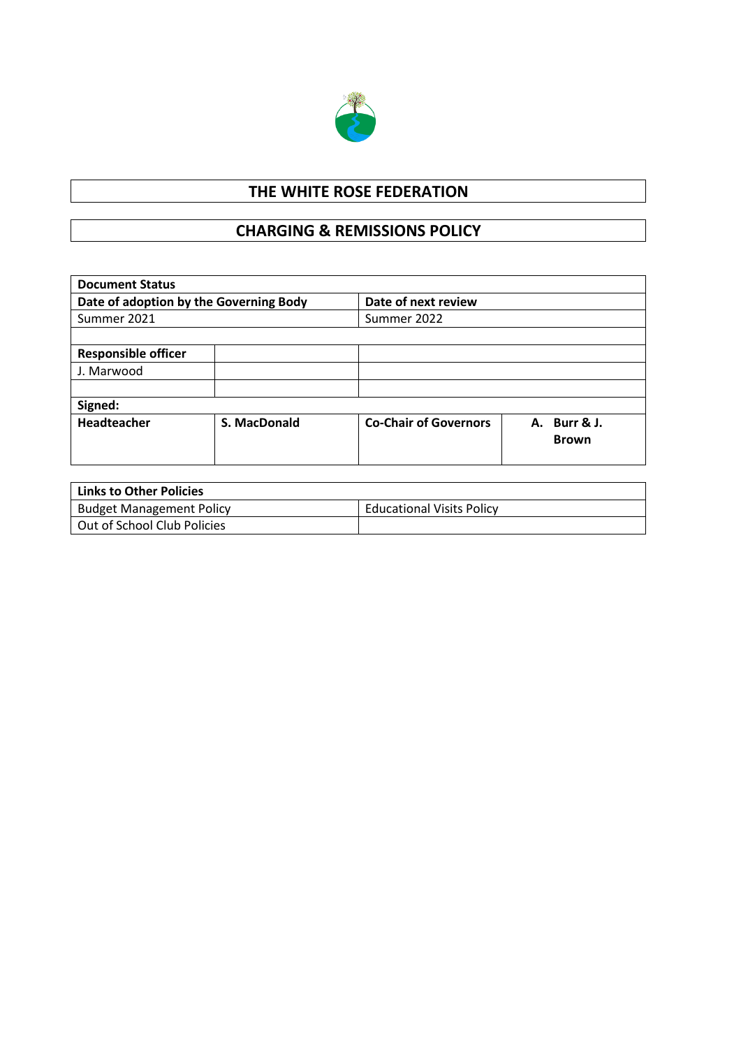# THE WHITE ROSE FEDERATION

## CHARGING & REMISSIONS POLICY

| Document Status | | | |
|---|---|---|---|
| **Date of adoption by the Governing Body** | | **Date of next review** | |
| Summer 2021 | | Summer 2022 | |
| | | | |
| **Responsible officer** | | | |
| J. Marwood | | | |
| | | | |
| **Signed:** | | | |
| **Headteacher** | **S. MacDonald** | **Co-Chair of Governors** | **A. Burr & J. Brown** |

| Links to Other Policies | |
|---|---|
| Budget Management Policy | Educational Visits Policy |
| Out of School Club Policies | |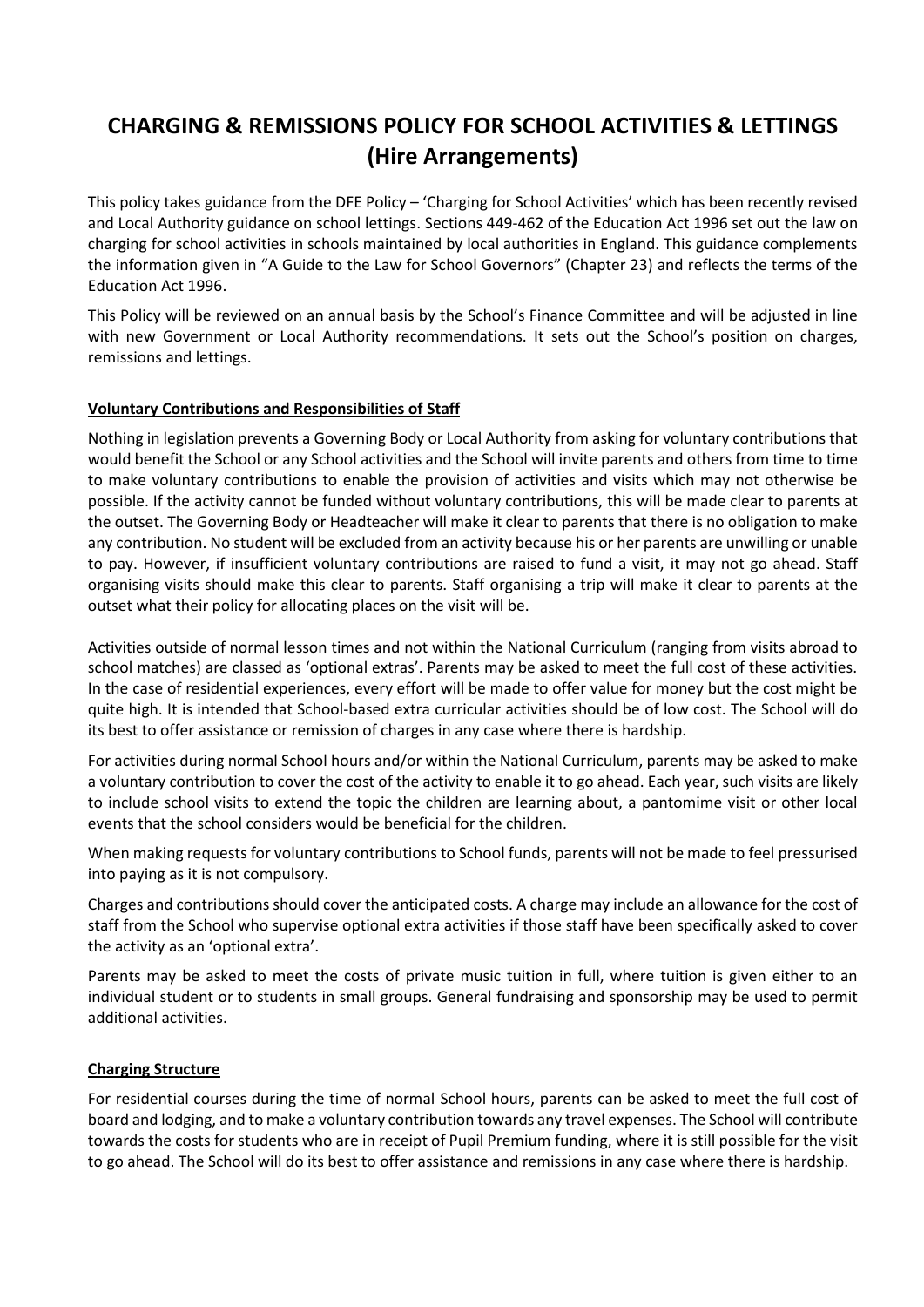# CHARGING & REMISSIONS POLICY FOR SCHOOL ACTIVITIES & LETTINGS (Hire Arrangements)

This policy takes guidance from the DFE Policy – 'Charging for School Activities' which has been recently revised and Local Authority guidance on school lettings. Sections 449-462 of the Education Act 1996 set out the law on charging for school activities in schools maintained by local authorities in England. This guidance complements the information given in "A Guide to the Law for School Governors" (Chapter 23) and reflects the terms of the Education Act 1996.

This Policy will be reviewed on an annual basis by the School's Finance Committee and will be adjusted in line with new Government or Local Authority recommendations. It sets out the School's position on charges, remissions and lettings.

## Voluntary Contributions and Responsibilities of Staff

Nothing in legislation prevents a Governing Body or Local Authority from asking for voluntary contributions that would benefit the School or any School activities and the School will invite parents and others from time to time to make voluntary contributions to enable the provision of activities and visits which may not otherwise be possible. If the activity cannot be funded without voluntary contributions, this will be made clear to parents at the outset. The Governing Body or Headteacher will make it clear to parents that there is no obligation to make any contribution. No student will be excluded from an activity because his or her parents are unwilling or unable to pay. However, if insufficient voluntary contributions are raised to fund a visit, it may not go ahead. Staff organising visits should make this clear to parents. Staff organising a trip will make it clear to parents at the outset what their policy for allocating places on the visit will be.

Activities outside of normal lesson times and not within the National Curriculum (ranging from visits abroad to school matches) are classed as 'optional extras'. Parents may be asked to meet the full cost of these activities. In the case of residential experiences, every effort will be made to offer value for money but the cost might be quite high. It is intended that School-based extra curricular activities should be of low cost. The School will do its best to offer assistance or remission of charges in any case where there is hardship.

For activities during normal School hours and/or within the National Curriculum, parents may be asked to make a voluntary contribution to cover the cost of the activity to enable it to go ahead. Each year, such visits are likely to include school visits to extend the topic the children are learning about, a pantomime visit or other local events that the school considers would be beneficial for the children.

When making requests for voluntary contributions to School funds, parents will not be made to feel pressurised into paying as it is not compulsory.

Charges and contributions should cover the anticipated costs. A charge may include an allowance for the cost of staff from the School who supervise optional extra activities if those staff have been specifically asked to cover the activity as an 'optional extra'.

Parents may be asked to meet the costs of private music tuition in full, where tuition is given either to an individual student or to students in small groups. General fundraising and sponsorship may be used to permit additional activities.

## Charging Structure

For residential courses during the time of normal School hours, parents can be asked to meet the full cost of board and lodging, and to make a voluntary contribution towards any travel expenses. The School will contribute towards the costs for students who are in receipt of Pupil Premium funding, where it is still possible for the visit to go ahead. The School will do its best to offer assistance and remissions in any case where there is hardship.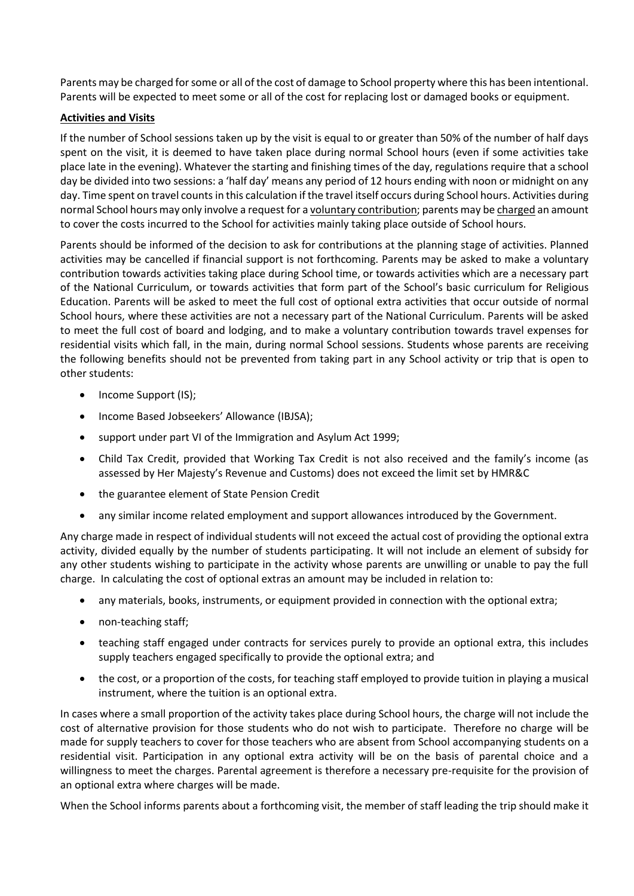Parents may be charged for some or all of the cost of damage to School property where this has been intentional. Parents will be expected to meet some or all of the cost for replacing lost or damaged books or equipment.

**Activities and Visits**

If the number of School sessions taken up by the visit is equal to or greater than 50% of the number of half days spent on the visit, it is deemed to have taken place during normal School hours (even if some activities take place late in the evening). Whatever the starting and finishing times of the day, regulations require that a school day be divided into two sessions: a 'half day' means any period of 12 hours ending with noon or midnight on any day. Time spent on travel counts in this calculation if the travel itself occurs during School hours. Activities during normal School hours may only involve a request for a voluntary contribution; parents may be charged an amount to cover the costs incurred to the School for activities mainly taking place outside of School hours.

Parents should be informed of the decision to ask for contributions at the planning stage of activities. Planned activities may be cancelled if financial support is not forthcoming. Parents may be asked to make a voluntary contribution towards activities taking place during School time, or towards activities which are a necessary part of the National Curriculum, or towards activities that form part of the School's basic curriculum for Religious Education. Parents will be asked to meet the full cost of optional extra activities that occur outside of normal School hours, where these activities are not a necessary part of the National Curriculum. Parents will be asked to meet the full cost of board and lodging, and to make a voluntary contribution towards travel expenses for residential visits which fall, in the main, during normal School sessions. Students whose parents are receiving the following benefits should not be prevented from taking part in any School activity or trip that is open to other students:

- Income Support (IS);
- Income Based Jobseekers' Allowance (IBJSA);
- support under part VI of the Immigration and Asylum Act 1999;
- Child Tax Credit, provided that Working Tax Credit is not also received and the family's income (as assessed by Her Majesty's Revenue and Customs) does not exceed the limit set by HMR&C
- the guarantee element of State Pension Credit
- any similar income related employment and support allowances introduced by the Government.

Any charge made in respect of individual students will not exceed the actual cost of providing the optional extra activity, divided equally by the number of students participating. It will not include an element of subsidy for any other students wishing to participate in the activity whose parents are unwilling or unable to pay the full charge. In calculating the cost of optional extras an amount may be included in relation to:

- any materials, books, instruments, or equipment provided in connection with the optional extra;
- non-teaching staff;
- teaching staff engaged under contracts for services purely to provide an optional extra, this includes supply teachers engaged specifically to provide the optional extra; and
- the cost, or a proportion of the costs, for teaching staff employed to provide tuition in playing a musical instrument, where the tuition is an optional extra.

In cases where a small proportion of the activity takes place during School hours, the charge will not include the cost of alternative provision for those students who do not wish to participate. Therefore no charge will be made for supply teachers to cover for those teachers who are absent from School accompanying students on a residential visit. Participation in any optional extra activity will be on the basis of parental choice and a willingness to meet the charges. Parental agreement is therefore a necessary pre-requisite for the provision of an optional extra where charges will be made.

When the School informs parents about a forthcoming visit, the member of staff leading the trip should make it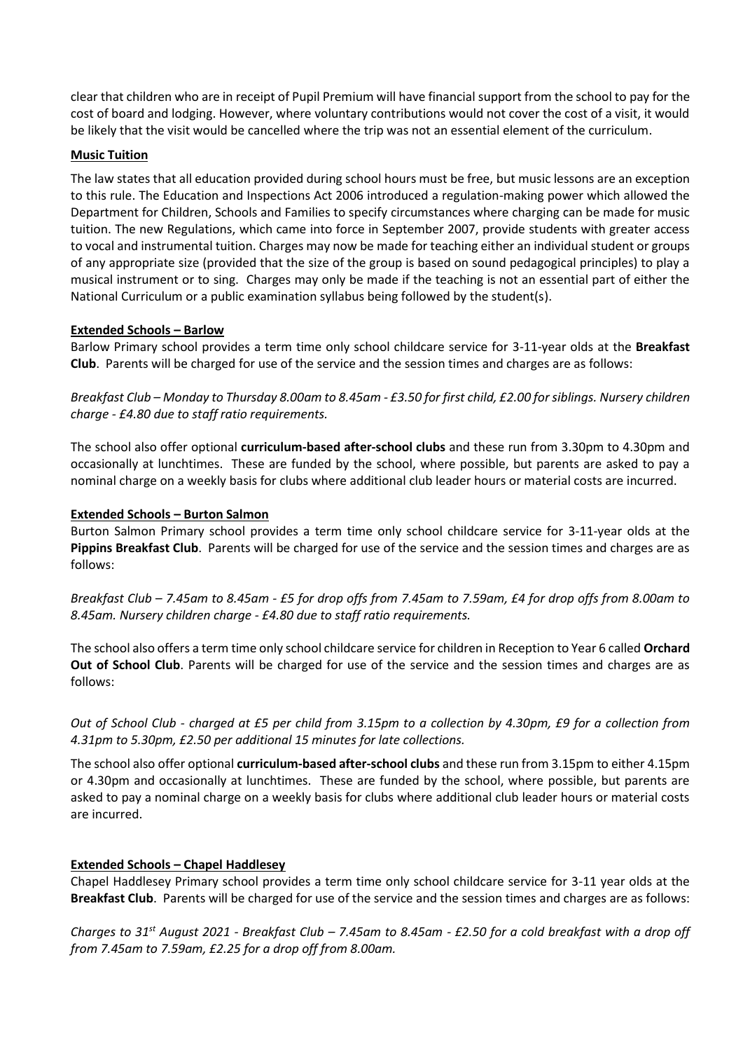clear that children who are in receipt of Pupil Premium will have financial support from the school to pay for the cost of board and lodging. However, where voluntary contributions would not cover the cost of a visit, it would be likely that the visit would be cancelled where the trip was not an essential element of the curriculum.

**Music Tuition**

The law states that all education provided during school hours must be free, but music lessons are an exception to this rule. The Education and Inspections Act 2006 introduced a regulation-making power which allowed the Department for Children, Schools and Families to specify circumstances where charging can be made for music tuition. The new Regulations, which came into force in September 2007, provide students with greater access to vocal and instrumental tuition. Charges may now be made for teaching either an individual student or groups of any appropriate size (provided that the size of the group is based on sound pedagogical principles) to play a musical instrument or to sing. Charges may only be made if the teaching is not an essential part of either the National Curriculum or a public examination syllabus being followed by the student(s).

**Extended Schools – Barlow**

Barlow Primary school provides a term time only school childcare service for 3-11-year olds at the **Breakfast Club**. Parents will be charged for use of the service and the session times and charges are as follows:

*Breakfast Club – Monday to Thursday 8.00am to 8.45am - £3.50 for first child, £2.00 for siblings. Nursery children charge - £4.80 due to staff ratio requirements.*

The school also offer optional **curriculum-based after-school clubs** and these run from 3.30pm to 4.30pm and occasionally at lunchtimes. These are funded by the school, where possible, but parents are asked to pay a nominal charge on a weekly basis for clubs where additional club leader hours or material costs are incurred.

**Extended Schools – Burton Salmon**

Burton Salmon Primary school provides a term time only school childcare service for 3-11-year olds at the **Pippins Breakfast Club**. Parents will be charged for use of the service and the session times and charges are as follows:

*Breakfast Club – 7.45am to 8.45am - £5 for drop offs from 7.45am to 7.59am, £4 for drop offs from 8.00am to 8.45am. Nursery children charge - £4.80 due to staff ratio requirements.*

The school also offers a term time only school childcare service for children in Reception to Year 6 called **Orchard Out of School Club**. Parents will be charged for use of the service and the session times and charges are as follows:

*Out of School Club - charged at £5 per child from 3.15pm to a collection by 4.30pm, £9 for a collection from 4.31pm to 5.30pm, £2.50 per additional 15 minutes for late collections.*

The school also offer optional **curriculum-based after-school clubs** and these run from 3.15pm to either 4.15pm or 4.30pm and occasionally at lunchtimes. These are funded by the school, where possible, but parents are asked to pay a nominal charge on a weekly basis for clubs where additional club leader hours or material costs are incurred.

**Extended Schools – Chapel Haddlesey**

Chapel Haddlesey Primary school provides a term time only school childcare service for 3-11 year olds at the **Breakfast Club**. Parents will be charged for use of the service and the session times and charges are as follows:

*Charges to 31st August 2021 - Breakfast Club – 7.45am to 8.45am - £2.50 for a cold breakfast with a drop off from 7.45am to 7.59am, £2.25 for a drop off from 8.00am.*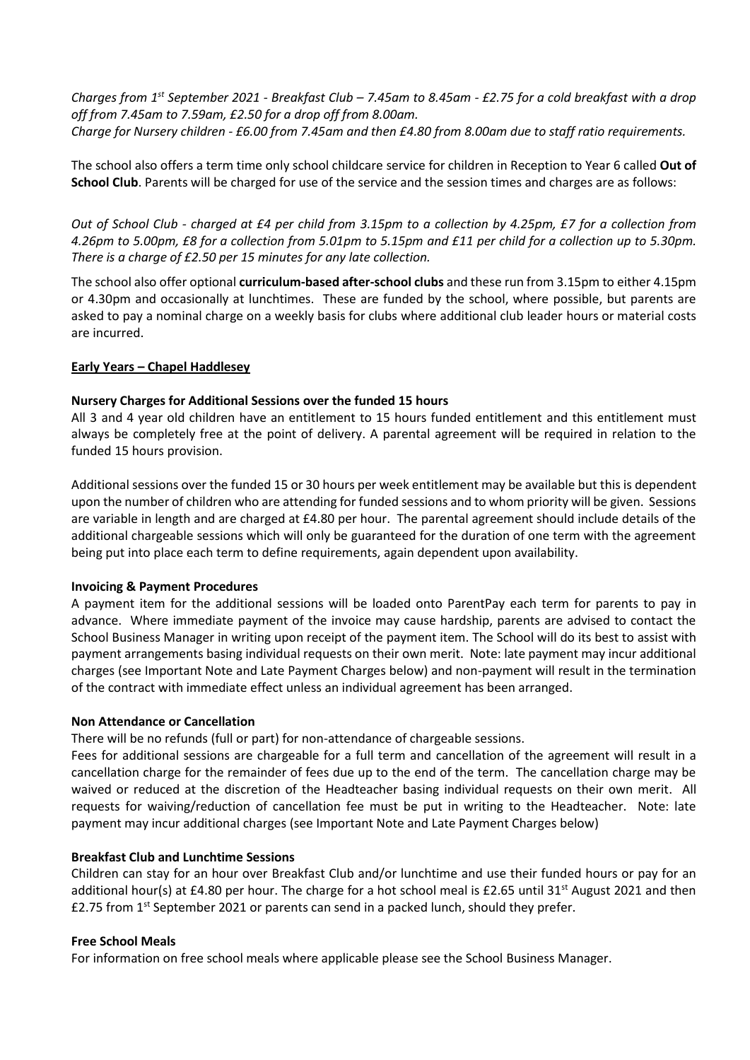*Charges from 1st September 2021 - Breakfast Club – 7.45am to 8.45am - £2.75 for a cold breakfast with a drop off from 7.45am to 7.59am, £2.50 for a drop off from 8.00am.*
*Charge for Nursery children - £6.00 from 7.45am and then £4.80 from 8.00am due to staff ratio requirements.*

The school also offers a term time only school childcare service for children in Reception to Year 6 called **Out of School Club**. Parents will be charged for use of the service and the session times and charges are as follows:

*Out of School Club - charged at £4 per child from 3.15pm to a collection by 4.25pm, £7 for a collection from 4.26pm to 5.00pm, £8 for a collection from 5.01pm to 5.15pm and £11 per child for a collection up to 5.30pm. There is a charge of £2.50 per 15 minutes for any late collection.*

The school also offer optional **curriculum-based after-school clubs** and these run from 3.15pm to either 4.15pm or 4.30pm and occasionally at lunchtimes. These are funded by the school, where possible, but parents are asked to pay a nominal charge on a weekly basis for clubs where additional club leader hours or material costs are incurred.

## Early Years – Chapel Haddlesey

### Nursery Charges for Additional Sessions over the funded 15 hours

All 3 and 4 year old children have an entitlement to 15 hours funded entitlement and this entitlement must always be completely free at the point of delivery. A parental agreement will be required in relation to the funded 15 hours provision.

Additional sessions over the funded 15 or 30 hours per week entitlement may be available but this is dependent upon the number of children who are attending for funded sessions and to whom priority will be given. Sessions are variable in length and are charged at £4.80 per hour. The parental agreement should include details of the additional chargeable sessions which will only be guaranteed for the duration of one term with the agreement being put into place each term to define requirements, again dependent upon availability.

### Invoicing & Payment Procedures

A payment item for the additional sessions will be loaded onto ParentPay each term for parents to pay in advance. Where immediate payment of the invoice may cause hardship, parents are advised to contact the School Business Manager in writing upon receipt of the payment item. The School will do its best to assist with payment arrangements basing individual requests on their own merit. Note: late payment may incur additional charges (see Important Note and Late Payment Charges below) and non-payment will result in the termination of the contract with immediate effect unless an individual agreement has been arranged.

### Non Attendance or Cancellation

There will be no refunds (full or part) for non-attendance of chargeable sessions.

Fees for additional sessions are chargeable for a full term and cancellation of the agreement will result in a cancellation charge for the remainder of fees due up to the end of the term. The cancellation charge may be waived or reduced at the discretion of the Headteacher basing individual requests on their own merit. All requests for waiving/reduction of cancellation fee must be put in writing to the Headteacher. Note: late payment may incur additional charges (see Important Note and Late Payment Charges below)

### Breakfast Club and Lunchtime Sessions

Children can stay for an hour over Breakfast Club and/or lunchtime and use their funded hours or pay for an additional hour(s) at £4.80 per hour. The charge for a hot school meal is £2.65 until 31st August 2021 and then £2.75 from 1st September 2021 or parents can send in a packed lunch, should they prefer.

### Free School Meals

For information on free school meals where applicable please see the School Business Manager.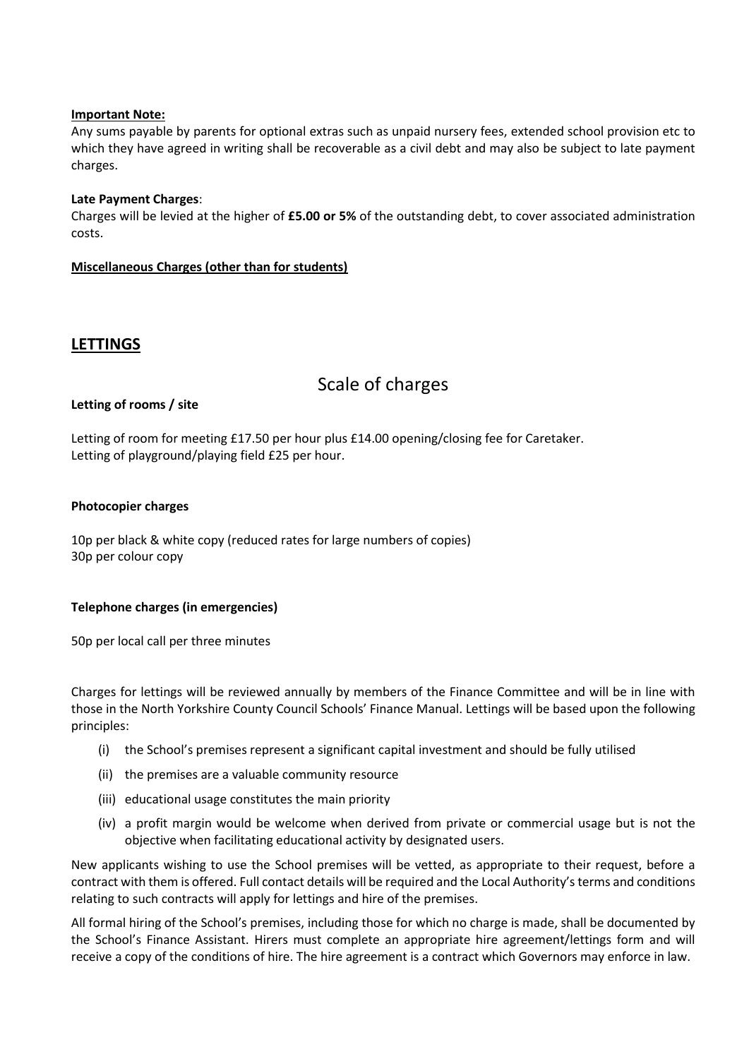**Important Note:**

Any sums payable by parents for optional extras such as unpaid nursery fees, extended school provision etc to which they have agreed in writing shall be recoverable as a civil debt and may also be subject to late payment charges.

**Late Payment Charges**:

Charges will be levied at the higher of **£5.00 or 5%** of the outstanding debt, to cover associated administration costs.

**Miscellaneous Charges (other than for students)**

## LETTINGS

### Scale of charges

**Letting of rooms / site**

Letting of room for meeting £17.50 per hour plus £14.00 opening/closing fee for Caretaker.
Letting of playground/playing field £25 per hour.

**Photocopier charges**

10p per black & white copy (reduced rates for large numbers of copies)
30p per colour copy

**Telephone charges (in emergencies)**

50p per local call per three minutes

Charges for lettings will be reviewed annually by members of the Finance Committee and will be in line with those in the North Yorkshire County Council Schools' Finance Manual. Lettings will be based upon the following principles:

(i) the School's premises represent a significant capital investment and should be fully utilised

(ii) the premises are a valuable community resource

(iii) educational usage constitutes the main priority

(iv) a profit margin would be welcome when derived from private or commercial usage but is not the objective when facilitating educational activity by designated users.

New applicants wishing to use the School premises will be vetted, as appropriate to their request, before a contract with them is offered. Full contact details will be required and the Local Authority's terms and conditions relating to such contracts will apply for lettings and hire of the premises.

All formal hiring of the School's premises, including those for which no charge is made, shall be documented by the School's Finance Assistant. Hirers must complete an appropriate hire agreement/lettings form and will receive a copy of the conditions of hire. The hire agreement is a contract which Governors may enforce in law.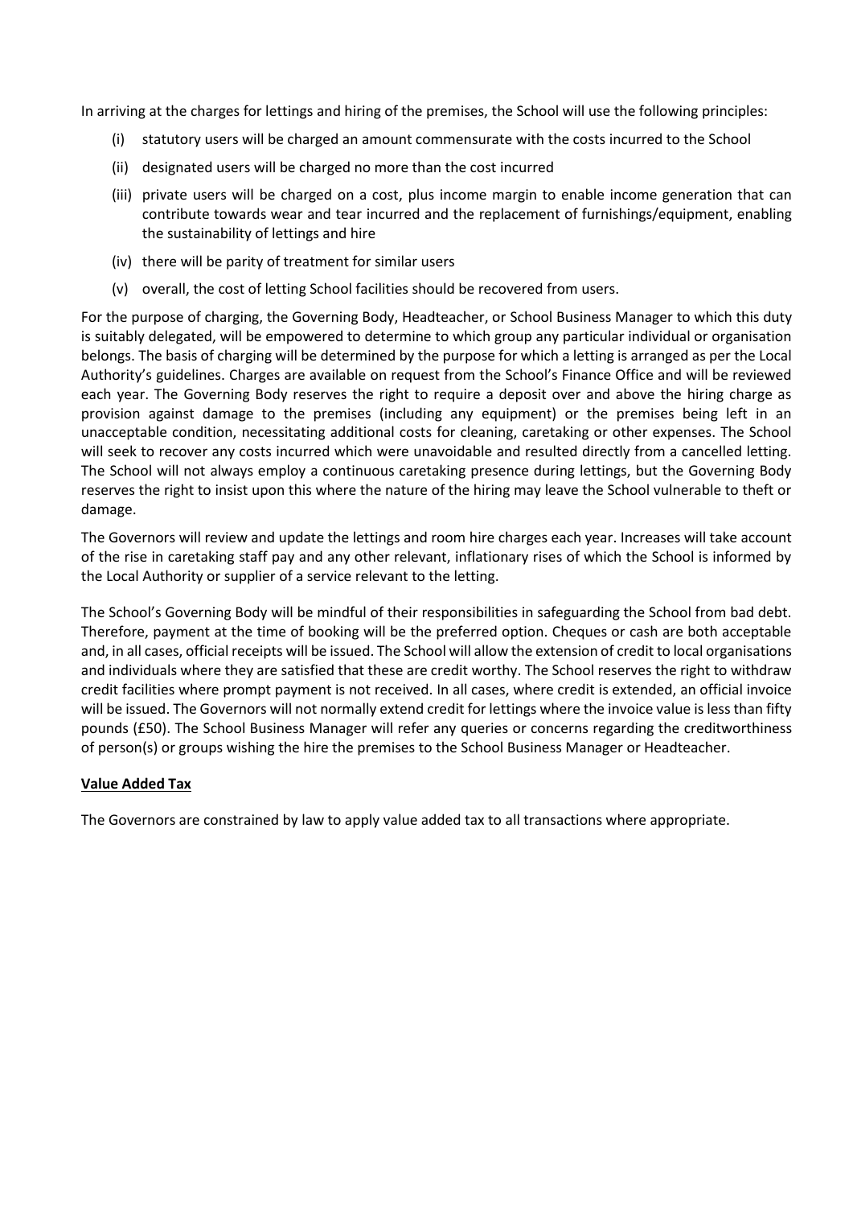In arriving at the charges for lettings and hiring of the premises, the School will use the following principles:

(i) statutory users will be charged an amount commensurate with the costs incurred to the School

(ii) designated users will be charged no more than the cost incurred

(iii) private users will be charged on a cost, plus income margin to enable income generation that can contribute towards wear and tear incurred and the replacement of furnishings/equipment, enabling the sustainability of lettings and hire

(iv) there will be parity of treatment for similar users

(v) overall, the cost of letting School facilities should be recovered from users.

For the purpose of charging, the Governing Body, Headteacher, or School Business Manager to which this duty is suitably delegated, will be empowered to determine to which group any particular individual or organisation belongs. The basis of charging will be determined by the purpose for which a letting is arranged as per the Local Authority's guidelines. Charges are available on request from the School's Finance Office and will be reviewed each year. The Governing Body reserves the right to require a deposit over and above the hiring charge as provision against damage to the premises (including any equipment) or the premises being left in an unacceptable condition, necessitating additional costs for cleaning, caretaking or other expenses. The School will seek to recover any costs incurred which were unavoidable and resulted directly from a cancelled letting. The School will not always employ a continuous caretaking presence during lettings, but the Governing Body reserves the right to insist upon this where the nature of the hiring may leave the School vulnerable to theft or damage.

The Governors will review and update the lettings and room hire charges each year. Increases will take account of the rise in caretaking staff pay and any other relevant, inflationary rises of which the School is informed by the Local Authority or supplier of a service relevant to the letting.

The School's Governing Body will be mindful of their responsibilities in safeguarding the School from bad debt. Therefore, payment at the time of booking will be the preferred option. Cheques or cash are both acceptable and, in all cases, official receipts will be issued. The School will allow the extension of credit to local organisations and individuals where they are satisfied that these are credit worthy. The School reserves the right to withdraw credit facilities where prompt payment is not received. In all cases, where credit is extended, an official invoice will be issued. The Governors will not normally extend credit for lettings where the invoice value is less than fifty pounds (£50). The School Business Manager will refer any queries or concerns regarding the creditworthiness of person(s) or groups wishing the hire the premises to the School Business Manager or Headteacher.

**Value Added Tax**

The Governors are constrained by law to apply value added tax to all transactions where appropriate.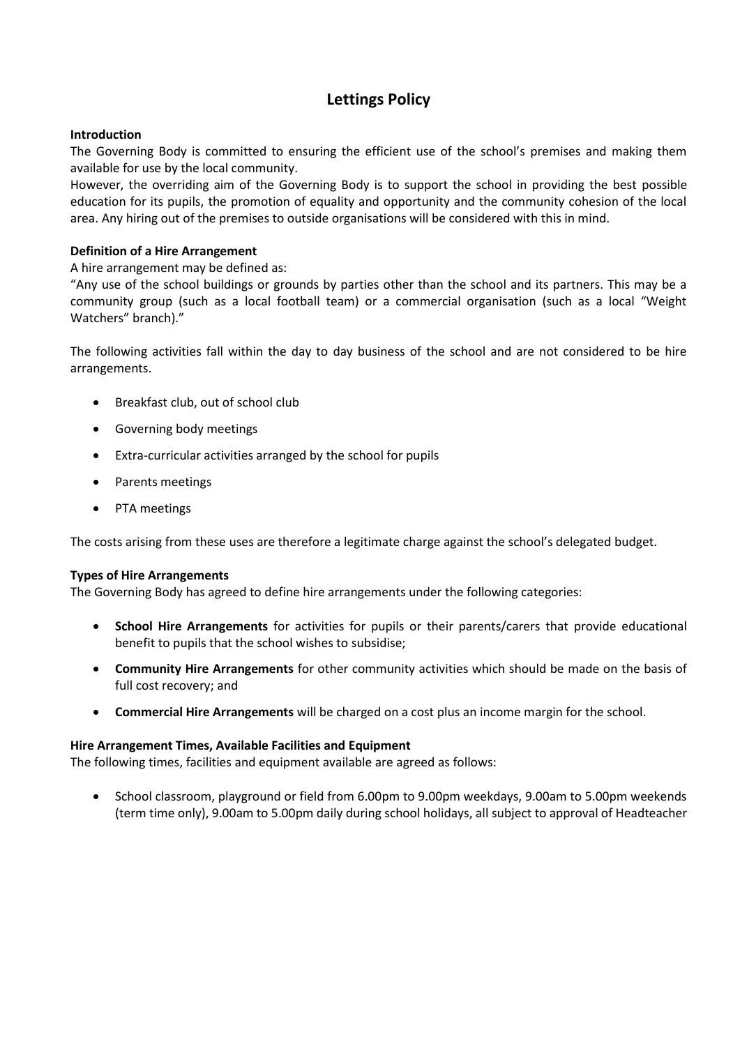# Lettings Policy

**Introduction**

The Governing Body is committed to ensuring the efficient use of the school's premises and making them available for use by the local community.

However, the overriding aim of the Governing Body is to support the school in providing the best possible education for its pupils, the promotion of equality and opportunity and the community cohesion of the local area. Any hiring out of the premises to outside organisations will be considered with this in mind.

**Definition of a Hire Arrangement**

A hire arrangement may be defined as:

"Any use of the school buildings or grounds by parties other than the school and its partners. This may be a community group (such as a local football team) or a commercial organisation (such as a local "Weight Watchers" branch)."

The following activities fall within the day to day business of the school and are not considered to be hire arrangements.

- Breakfast club, out of school club
- Governing body meetings
- Extra-curricular activities arranged by the school for pupils
- Parents meetings
- PTA meetings

The costs arising from these uses are therefore a legitimate charge against the school's delegated budget.

**Types of Hire Arrangements**

The Governing Body has agreed to define hire arrangements under the following categories:

- **School Hire Arrangements** for activities for pupils or their parents/carers that provide educational benefit to pupils that the school wishes to subsidise;
- **Community Hire Arrangements** for other community activities which should be made on the basis of full cost recovery; and
- **Commercial Hire Arrangements** will be charged on a cost plus an income margin for the school.

**Hire Arrangement Times, Available Facilities and Equipment**

The following times, facilities and equipment available are agreed as follows:

- School classroom, playground or field from 6.00pm to 9.00pm weekdays, 9.00am to 5.00pm weekends (term time only), 9.00am to 5.00pm daily during school holidays, all subject to approval of Headteacher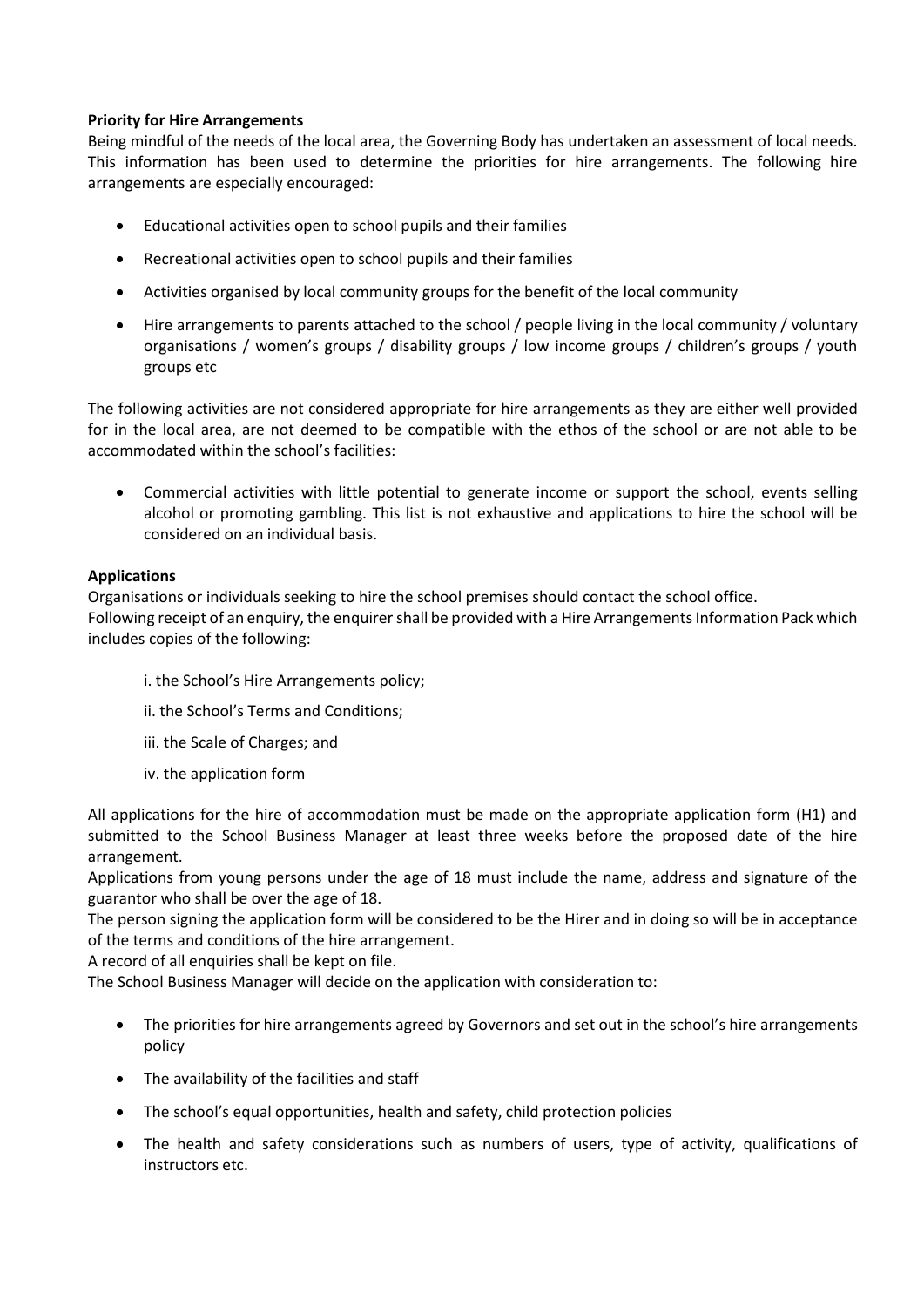**Priority for Hire Arrangements**

Being mindful of the needs of the local area, the Governing Body has undertaken an assessment of local needs. This information has been used to determine the priorities for hire arrangements. The following hire arrangements are especially encouraged:

- Educational activities open to school pupils and their families
- Recreational activities open to school pupils and their families
- Activities organised by local community groups for the benefit of the local community
- Hire arrangements to parents attached to the school / people living in the local community / voluntary organisations / women's groups / disability groups / low income groups / children's groups / youth groups etc

The following activities are not considered appropriate for hire arrangements as they are either well provided for in the local area, are not deemed to be compatible with the ethos of the school or are not able to be accommodated within the school's facilities:

- Commercial activities with little potential to generate income or support the school, events selling alcohol or promoting gambling. This list is not exhaustive and applications to hire the school will be considered on an individual basis.

**Applications**

Organisations or individuals seeking to hire the school premises should contact the school office.
Following receipt of an enquiry, the enquirer shall be provided with a Hire Arrangements Information Pack which includes copies of the following:

i. the School's Hire Arrangements policy;

ii. the School's Terms and Conditions;

iii. the Scale of Charges; and

iv. the application form

All applications for the hire of accommodation must be made on the appropriate application form (H1) and submitted to the School Business Manager at least three weeks before the proposed date of the hire arrangement.
Applications from young persons under the age of 18 must include the name, address and signature of the guarantor who shall be over the age of 18.
The person signing the application form will be considered to be the Hirer and in doing so will be in acceptance of the terms and conditions of the hire arrangement.
A record of all enquiries shall be kept on file.
The School Business Manager will decide on the application with consideration to:

- The priorities for hire arrangements agreed by Governors and set out in the school's hire arrangements policy
- The availability of the facilities and staff
- The school's equal opportunities, health and safety, child protection policies
- The health and safety considerations such as numbers of users, type of activity, qualifications of instructors etc.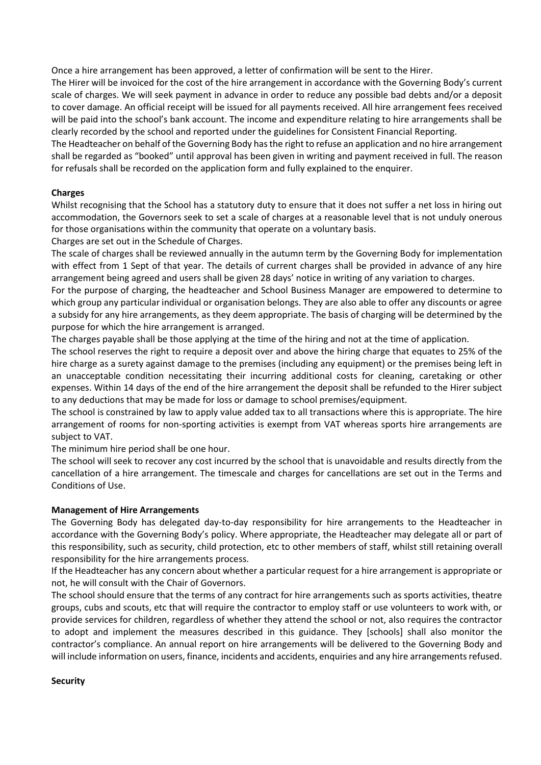Once a hire arrangement has been approved, a letter of confirmation will be sent to the Hirer.

The Hirer will be invoiced for the cost of the hire arrangement in accordance with the Governing Body's current scale of charges. We will seek payment in advance in order to reduce any possible bad debts and/or a deposit to cover damage. An official receipt will be issued for all payments received. All hire arrangement fees received will be paid into the school's bank account. The income and expenditure relating to hire arrangements shall be clearly recorded by the school and reported under the guidelines for Consistent Financial Reporting.

The Headteacher on behalf of the Governing Body has the right to refuse an application and no hire arrangement shall be regarded as "booked" until approval has been given in writing and payment received in full. The reason for refusals shall be recorded on the application form and fully explained to the enquirer.

**Charges**

Whilst recognising that the School has a statutory duty to ensure that it does not suffer a net loss in hiring out accommodation, the Governors seek to set a scale of charges at a reasonable level that is not unduly onerous for those organisations within the community that operate on a voluntary basis.

Charges are set out in the Schedule of Charges.

The scale of charges shall be reviewed annually in the autumn term by the Governing Body for implementation with effect from 1 Sept of that year. The details of current charges shall be provided in advance of any hire arrangement being agreed and users shall be given 28 days' notice in writing of any variation to charges.

For the purpose of charging, the headteacher and School Business Manager are empowered to determine to which group any particular individual or organisation belongs. They are also able to offer any discounts or agree a subsidy for any hire arrangements, as they deem appropriate. The basis of charging will be determined by the purpose for which the hire arrangement is arranged.

The charges payable shall be those applying at the time of the hiring and not at the time of application.

The school reserves the right to require a deposit over and above the hiring charge that equates to 25% of the hire charge as a surety against damage to the premises (including any equipment) or the premises being left in an unacceptable condition necessitating their incurring additional costs for cleaning, caretaking or other expenses. Within 14 days of the end of the hire arrangement the deposit shall be refunded to the Hirer subject to any deductions that may be made for loss or damage to school premises/equipment.

The school is constrained by law to apply value added tax to all transactions where this is appropriate. The hire arrangement of rooms for non-sporting activities is exempt from VAT whereas sports hire arrangements are subject to VAT.

The minimum hire period shall be one hour.

The school will seek to recover any cost incurred by the school that is unavoidable and results directly from the cancellation of a hire arrangement. The timescale and charges for cancellations are set out in the Terms and Conditions of Use.

**Management of Hire Arrangements**

The Governing Body has delegated day-to-day responsibility for hire arrangements to the Headteacher in accordance with the Governing Body's policy. Where appropriate, the Headteacher may delegate all or part of this responsibility, such as security, child protection, etc to other members of staff, whilst still retaining overall responsibility for the hire arrangements process.

If the Headteacher has any concern about whether a particular request for a hire arrangement is appropriate or not, he will consult with the Chair of Governors.

The school should ensure that the terms of any contract for hire arrangements such as sports activities, theatre groups, cubs and scouts, etc that will require the contractor to employ staff or use volunteers to work with, or provide services for children, regardless of whether they attend the school or not, also requires the contractor to adopt and implement the measures described in this guidance. They [schools] shall also monitor the contractor's compliance. An annual report on hire arrangements will be delivered to the Governing Body and will include information on users, finance, incidents and accidents, enquiries and any hire arrangements refused.

**Security**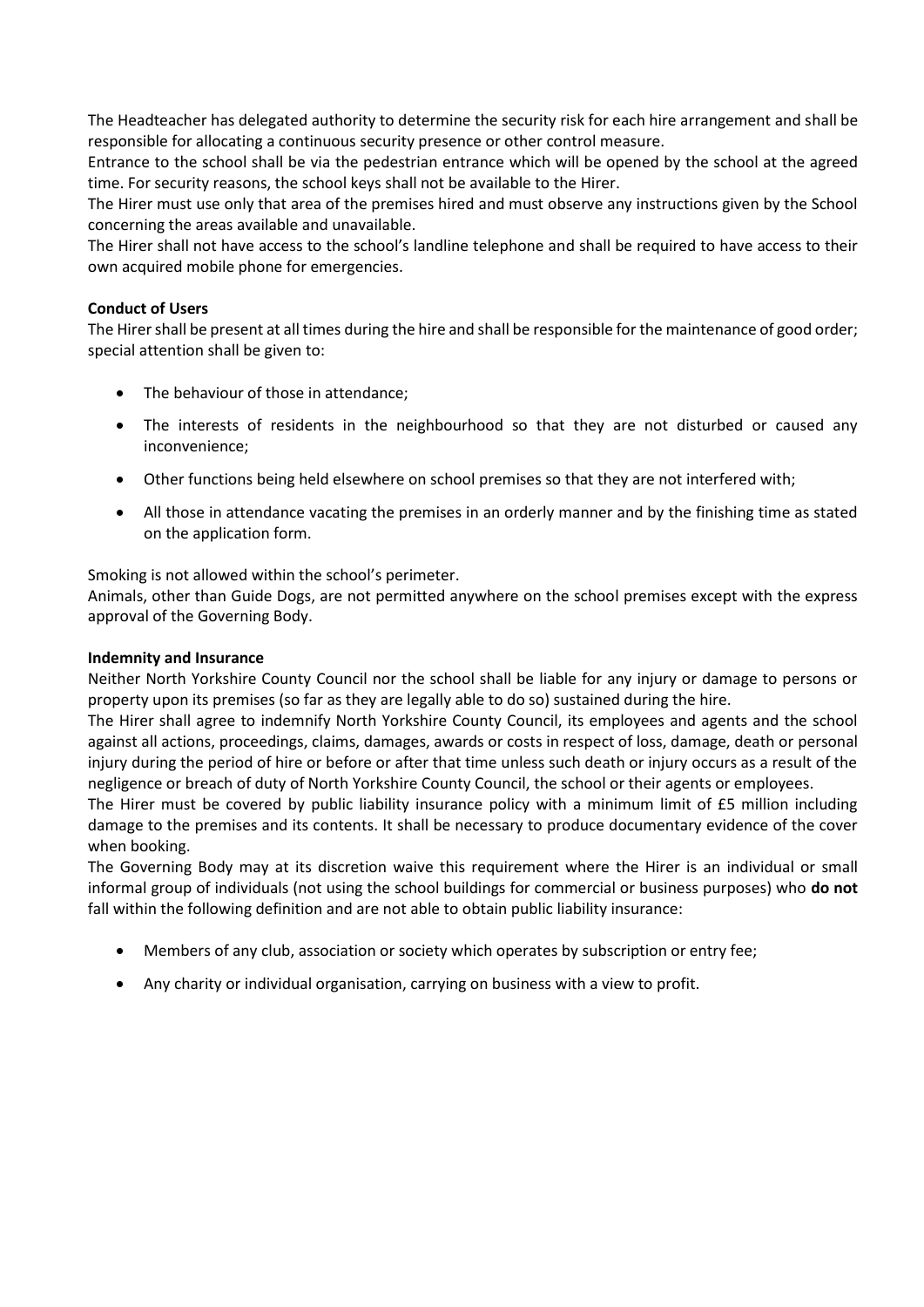The Headteacher has delegated authority to determine the security risk for each hire arrangement and shall be responsible for allocating a continuous security presence or other control measure.

Entrance to the school shall be via the pedestrian entrance which will be opened by the school at the agreed time. For security reasons, the school keys shall not be available to the Hirer.

The Hirer must use only that area of the premises hired and must observe any instructions given by the School concerning the areas available and unavailable.

The Hirer shall not have access to the school's landline telephone and shall be required to have access to their own acquired mobile phone for emergencies.

**Conduct of Users**

The Hirer shall be present at all times during the hire and shall be responsible for the maintenance of good order; special attention shall be given to:

- The behaviour of those in attendance;
- The interests of residents in the neighbourhood so that they are not disturbed or caused any inconvenience;
- Other functions being held elsewhere on school premises so that they are not interfered with;
- All those in attendance vacating the premises in an orderly manner and by the finishing time as stated on the application form.

Smoking is not allowed within the school's perimeter.

Animals, other than Guide Dogs, are not permitted anywhere on the school premises except with the express approval of the Governing Body.

**Indemnity and Insurance**

Neither North Yorkshire County Council nor the school shall be liable for any injury or damage to persons or property upon its premises (so far as they are legally able to do so) sustained during the hire.

The Hirer shall agree to indemnify North Yorkshire County Council, its employees and agents and the school against all actions, proceedings, claims, damages, awards or costs in respect of loss, damage, death or personal injury during the period of hire or before or after that time unless such death or injury occurs as a result of the negligence or breach of duty of North Yorkshire County Council, the school or their agents or employees.

The Hirer must be covered by public liability insurance policy with a minimum limit of £5 million including damage to the premises and its contents. It shall be necessary to produce documentary evidence of the cover when booking.

The Governing Body may at its discretion waive this requirement where the Hirer is an individual or small informal group of individuals (not using the school buildings for commercial or business purposes) who **do not** fall within the following definition and are not able to obtain public liability insurance:

- Members of any club, association or society which operates by subscription or entry fee;
- Any charity or individual organisation, carrying on business with a view to profit.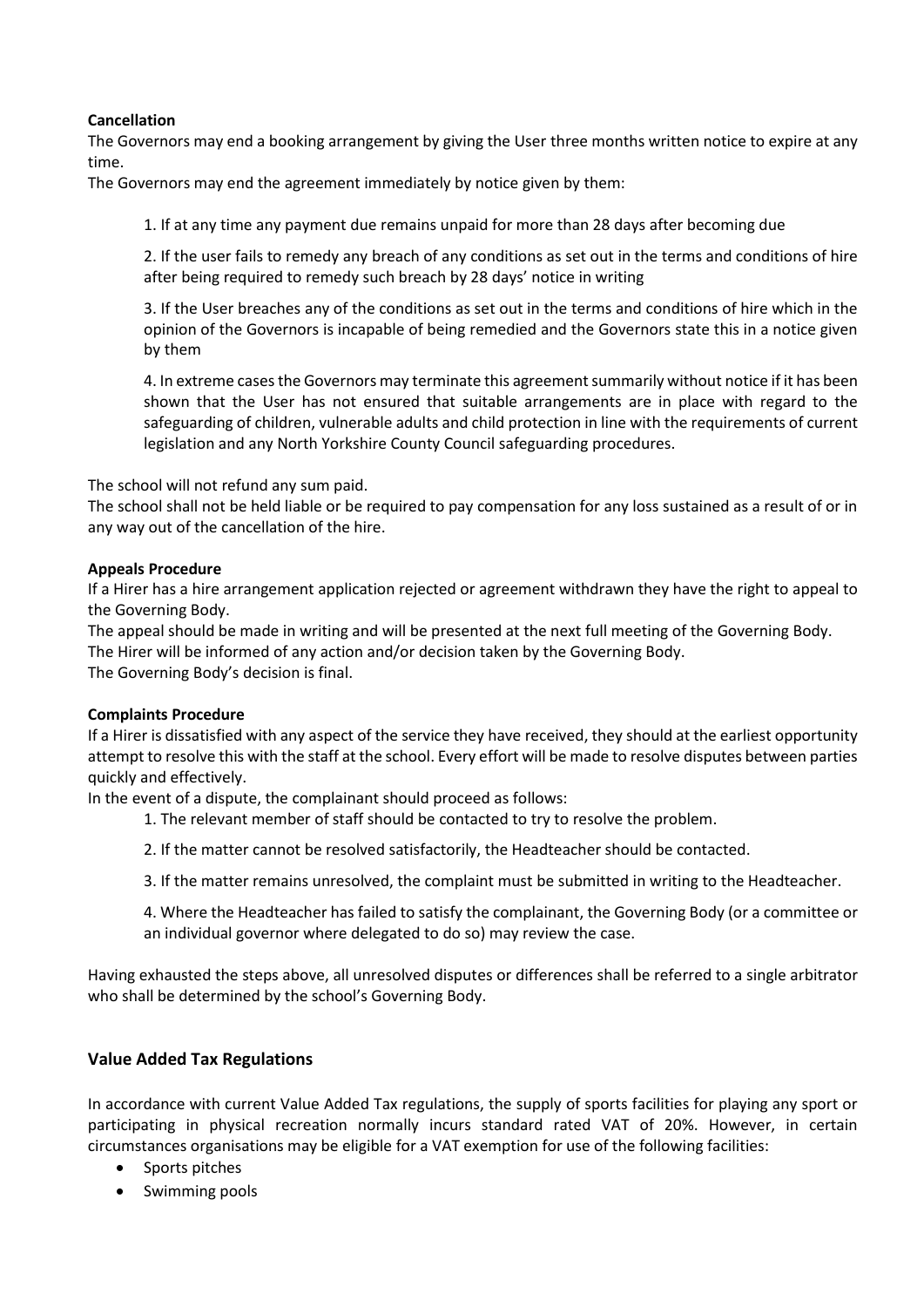**Cancellation**

The Governors may end a booking arrangement by giving the User three months written notice to expire at any time.

The Governors may end the agreement immediately by notice given by them:

1. If at any time any payment due remains unpaid for more than 28 days after becoming due
2. If the user fails to remedy any breach of any conditions as set out in the terms and conditions of hire after being required to remedy such breach by 28 days' notice in writing
3. If the User breaches any of the conditions as set out in the terms and conditions of hire which in the opinion of the Governors is incapable of being remedied and the Governors state this in a notice given by them
4. In extreme cases the Governors may terminate this agreement summarily without notice if it has been shown that the User has not ensured that suitable arrangements are in place with regard to the safeguarding of children, vulnerable adults and child protection in line with the requirements of current legislation and any North Yorkshire County Council safeguarding procedures.

The school will not refund any sum paid.

The school shall not be held liable or be required to pay compensation for any loss sustained as a result of or in any way out of the cancellation of the hire.

**Appeals Procedure**

If a Hirer has a hire arrangement application rejected or agreement withdrawn they have the right to appeal to the Governing Body.

The appeal should be made in writing and will be presented at the next full meeting of the Governing Body.

The Hirer will be informed of any action and/or decision taken by the Governing Body.

The Governing Body's decision is final.

**Complaints Procedure**

If a Hirer is dissatisfied with any aspect of the service they have received, they should at the earliest opportunity attempt to resolve this with the staff at the school. Every effort will be made to resolve disputes between parties quickly and effectively.

In the event of a dispute, the complainant should proceed as follows:

1. The relevant member of staff should be contacted to try to resolve the problem.
2. If the matter cannot be resolved satisfactorily, the Headteacher should be contacted.
3. If the matter remains unresolved, the complaint must be submitted in writing to the Headteacher.
4. Where the Headteacher has failed to satisfy the complainant, the Governing Body (or a committee or an individual governor where delegated to do so) may review the case.

Having exhausted the steps above, all unresolved disputes or differences shall be referred to a single arbitrator who shall be determined by the school's Governing Body.

## Value Added Tax Regulations

In accordance with current Value Added Tax regulations, the supply of sports facilities for playing any sport or participating in physical recreation normally incurs standard rated VAT of 20%. However, in certain circumstances organisations may be eligible for a VAT exemption for use of the following facilities:

- Sports pitches
- Swimming pools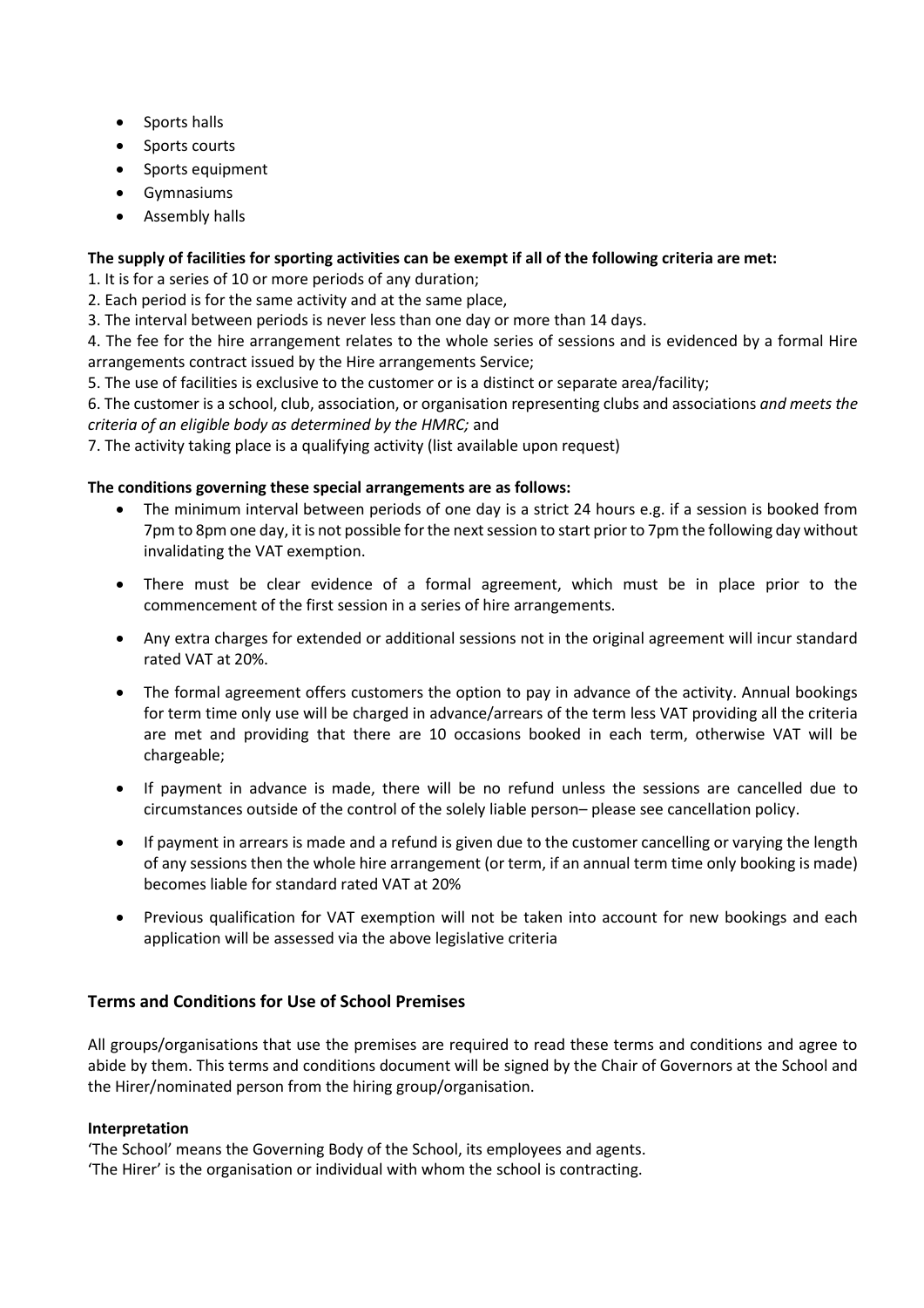- Sports halls
- Sports courts
- Sports equipment
- Gymnasiums
- Assembly halls

**The supply of facilities for sporting activities can be exempt if all of the following criteria are met:**

1. It is for a series of 10 or more periods of any duration;
2. Each period is for the same activity and at the same place,
3. The interval between periods is never less than one day or more than 14 days.
4. The fee for the hire arrangement relates to the whole series of sessions and is evidenced by a formal Hire arrangements contract issued by the Hire arrangements Service;
5. The use of facilities is exclusive to the customer or is a distinct or separate area/facility;
6. The customer is a school, club, association, or organisation representing clubs and associations *and meets the criteria of an eligible body as determined by the HMRC;* and
7. The activity taking place is a qualifying activity (list available upon request)

**The conditions governing these special arrangements are as follows:**

- The minimum interval between periods of one day is a strict 24 hours e.g. if a session is booked from 7pm to 8pm one day, it is not possible for the next session to start prior to 7pm the following day without invalidating the VAT exemption.
- There must be clear evidence of a formal agreement, which must be in place prior to the commencement of the first session in a series of hire arrangements.
- Any extra charges for extended or additional sessions not in the original agreement will incur standard rated VAT at 20%.
- The formal agreement offers customers the option to pay in advance of the activity. Annual bookings for term time only use will be charged in advance/arrears of the term less VAT providing all the criteria are met and providing that there are 10 occasions booked in each term, otherwise VAT will be chargeable;
- If payment in advance is made, there will be no refund unless the sessions are cancelled due to circumstances outside of the control of the solely liable person– please see cancellation policy.
- If payment in arrears is made and a refund is given due to the customer cancelling or varying the length of any sessions then the whole hire arrangement (or term, if an annual term time only booking is made) becomes liable for standard rated VAT at 20%
- Previous qualification for VAT exemption will not be taken into account for new bookings and each application will be assessed via the above legislative criteria

## Terms and Conditions for Use of School Premises

All groups/organisations that use the premises are required to read these terms and conditions and agree to abide by them. This terms and conditions document will be signed by the Chair of Governors at the School and the Hirer/nominated person from the hiring group/organisation.

**Interpretation**

'The School' means the Governing Body of the School, its employees and agents.
'The Hirer' is the organisation or individual with whom the school is contracting.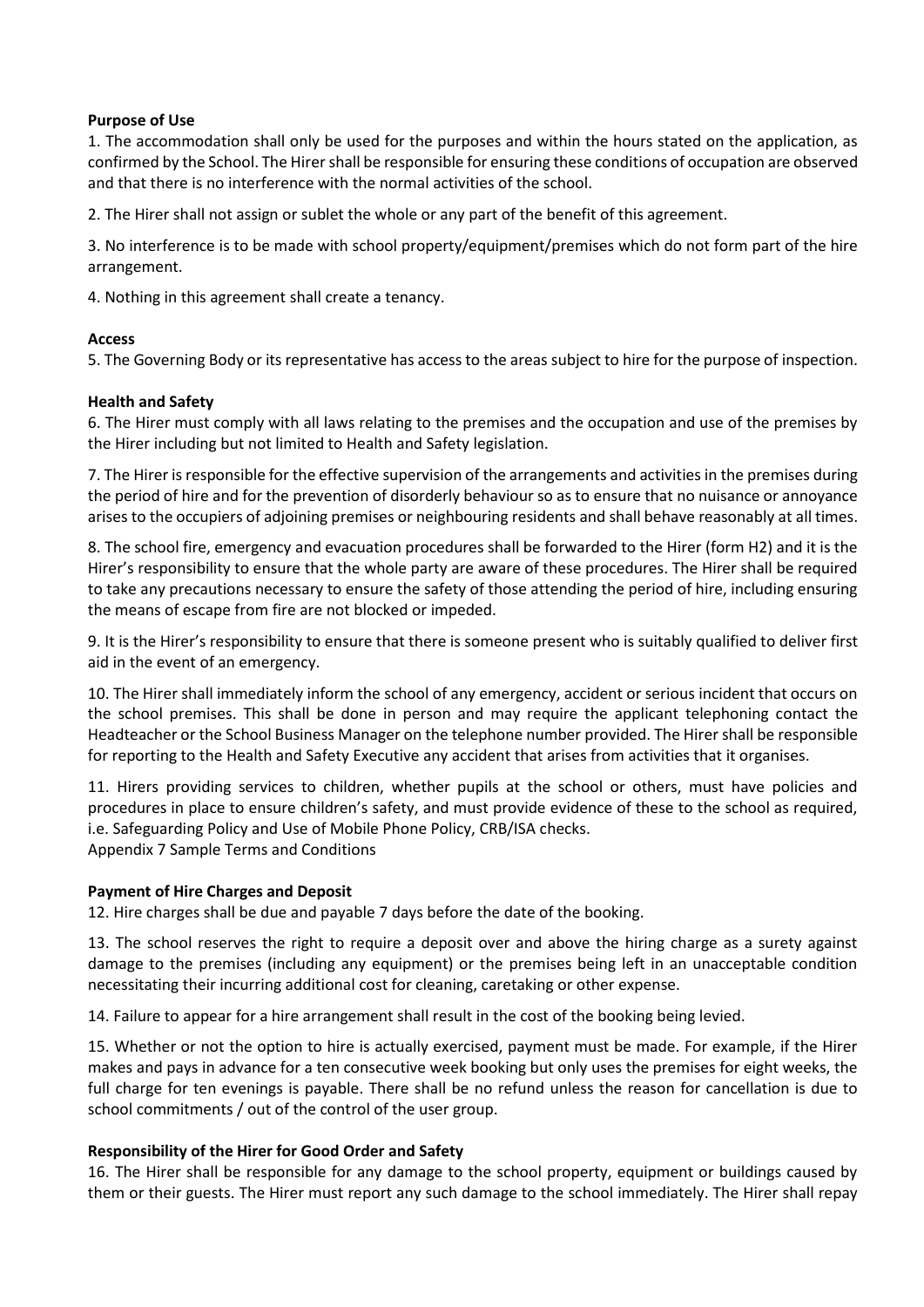**Purpose of Use**

1. The accommodation shall only be used for the purposes and within the hours stated on the application, as confirmed by the School. The Hirer shall be responsible for ensuring these conditions of occupation are observed and that there is no interference with the normal activities of the school.

2. The Hirer shall not assign or sublet the whole or any part of the benefit of this agreement.

3. No interference is to be made with school property/equipment/premises which do not form part of the hire arrangement.

4. Nothing in this agreement shall create a tenancy.

**Access**

5. The Governing Body or its representative has access to the areas subject to hire for the purpose of inspection.

**Health and Safety**

6. The Hirer must comply with all laws relating to the premises and the occupation and use of the premises by the Hirer including but not limited to Health and Safety legislation.

7. The Hirer is responsible for the effective supervision of the arrangements and activities in the premises during the period of hire and for the prevention of disorderly behaviour so as to ensure that no nuisance or annoyance arises to the occupiers of adjoining premises or neighbouring residents and shall behave reasonably at all times.

8. The school fire, emergency and evacuation procedures shall be forwarded to the Hirer (form H2) and it is the Hirer's responsibility to ensure that the whole party are aware of these procedures. The Hirer shall be required to take any precautions necessary to ensure the safety of those attending the period of hire, including ensuring the means of escape from fire are not blocked or impeded.

9. It is the Hirer's responsibility to ensure that there is someone present who is suitably qualified to deliver first aid in the event of an emergency.

10. The Hirer shall immediately inform the school of any emergency, accident or serious incident that occurs on the school premises. This shall be done in person and may require the applicant telephoning contact the Headteacher or the School Business Manager on the telephone number provided. The Hirer shall be responsible for reporting to the Health and Safety Executive any accident that arises from activities that it organises.

11. Hirers providing services to children, whether pupils at the school or others, must have policies and procedures in place to ensure children's safety, and must provide evidence of these to the school as required, i.e. Safeguarding Policy and Use of Mobile Phone Policy, CRB/ISA checks.

Appendix 7 Sample Terms and Conditions

**Payment of Hire Charges and Deposit**

12. Hire charges shall be due and payable 7 days before the date of the booking.

13. The school reserves the right to require a deposit over and above the hiring charge as a surety against damage to the premises (including any equipment) or the premises being left in an unacceptable condition necessitating their incurring additional cost for cleaning, caretaking or other expense.

14. Failure to appear for a hire arrangement shall result in the cost of the booking being levied.

15. Whether or not the option to hire is actually exercised, payment must be made. For example, if the Hirer makes and pays in advance for a ten consecutive week booking but only uses the premises for eight weeks, the full charge for ten evenings is payable. There shall be no refund unless the reason for cancellation is due to school commitments / out of the control of the user group.

**Responsibility of the Hirer for Good Order and Safety**

16. The Hirer shall be responsible for any damage to the school property, equipment or buildings caused by them or their guests. The Hirer must report any such damage to the school immediately. The Hirer shall repay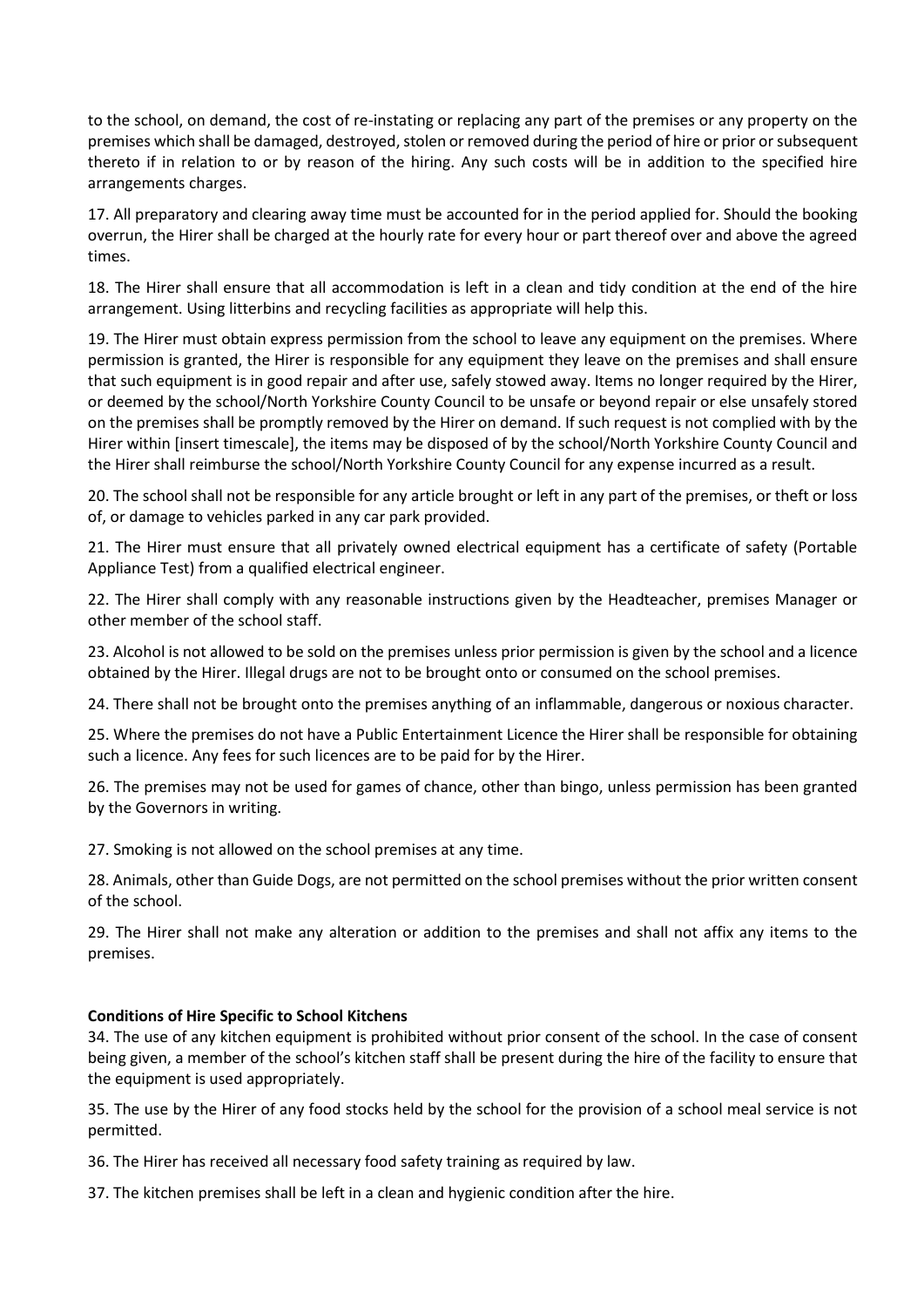to the school, on demand, the cost of re-instating or replacing any part of the premises or any property on the premises which shall be damaged, destroyed, stolen or removed during the period of hire or prior or subsequent thereto if in relation to or by reason of the hiring. Any such costs will be in addition to the specified hire arrangements charges.

17. All preparatory and clearing away time must be accounted for in the period applied for. Should the booking overrun, the Hirer shall be charged at the hourly rate for every hour or part thereof over and above the agreed times.

18. The Hirer shall ensure that all accommodation is left in a clean and tidy condition at the end of the hire arrangement. Using litterbins and recycling facilities as appropriate will help this.

19. The Hirer must obtain express permission from the school to leave any equipment on the premises. Where permission is granted, the Hirer is responsible for any equipment they leave on the premises and shall ensure that such equipment is in good repair and after use, safely stowed away. Items no longer required by the Hirer, or deemed by the school/North Yorkshire County Council to be unsafe or beyond repair or else unsafely stored on the premises shall be promptly removed by the Hirer on demand. If such request is not complied with by the Hirer within [insert timescale], the items may be disposed of by the school/North Yorkshire County Council and the Hirer shall reimburse the school/North Yorkshire County Council for any expense incurred as a result.

20. The school shall not be responsible for any article brought or left in any part of the premises, or theft or loss of, or damage to vehicles parked in any car park provided.

21. The Hirer must ensure that all privately owned electrical equipment has a certificate of safety (Portable Appliance Test) from a qualified electrical engineer.

22. The Hirer shall comply with any reasonable instructions given by the Headteacher, premises Manager or other member of the school staff.

23. Alcohol is not allowed to be sold on the premises unless prior permission is given by the school and a licence obtained by the Hirer. Illegal drugs are not to be brought onto or consumed on the school premises.

24. There shall not be brought onto the premises anything of an inflammable, dangerous or noxious character.

25. Where the premises do not have a Public Entertainment Licence the Hirer shall be responsible for obtaining such a licence. Any fees for such licences are to be paid for by the Hirer.

26. The premises may not be used for games of chance, other than bingo, unless permission has been granted by the Governors in writing.

27. Smoking is not allowed on the school premises at any time.

28. Animals, other than Guide Dogs, are not permitted on the school premises without the prior written consent of the school.

29. The Hirer shall not make any alteration or addition to the premises and shall not affix any items to the premises.

**Conditions of Hire Specific to School Kitchens**

34. The use of any kitchen equipment is prohibited without prior consent of the school. In the case of consent being given, a member of the school's kitchen staff shall be present during the hire of the facility to ensure that the equipment is used appropriately.

35. The use by the Hirer of any food stocks held by the school for the provision of a school meal service is not permitted.

36. The Hirer has received all necessary food safety training as required by law.

37. The kitchen premises shall be left in a clean and hygienic condition after the hire.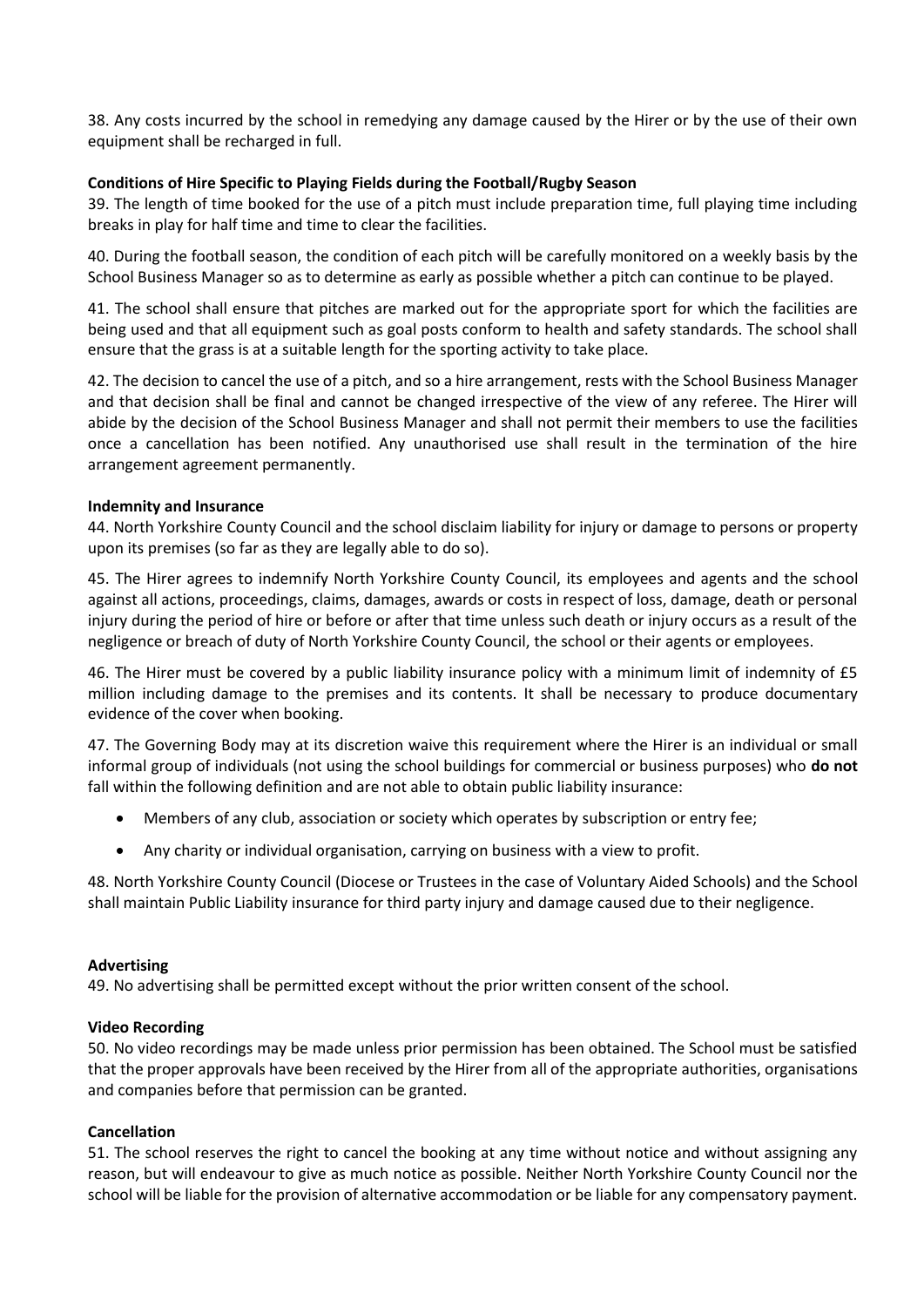38. Any costs incurred by the school in remedying any damage caused by the Hirer or by the use of their own equipment shall be recharged in full.

**Conditions of Hire Specific to Playing Fields during the Football/Rugby Season**

39. The length of time booked for the use of a pitch must include preparation time, full playing time including breaks in play for half time and time to clear the facilities.

40. During the football season, the condition of each pitch will be carefully monitored on a weekly basis by the School Business Manager so as to determine as early as possible whether a pitch can continue to be played.

41. The school shall ensure that pitches are marked out for the appropriate sport for which the facilities are being used and that all equipment such as goal posts conform to health and safety standards. The school shall ensure that the grass is at a suitable length for the sporting activity to take place.

42. The decision to cancel the use of a pitch, and so a hire arrangement, rests with the School Business Manager and that decision shall be final and cannot be changed irrespective of the view of any referee. The Hirer will abide by the decision of the School Business Manager and shall not permit their members to use the facilities once a cancellation has been notified. Any unauthorised use shall result in the termination of the hire arrangement agreement permanently.

**Indemnity and Insurance**

44. North Yorkshire County Council and the school disclaim liability for injury or damage to persons or property upon its premises (so far as they are legally able to do so).

45. The Hirer agrees to indemnify North Yorkshire County Council, its employees and agents and the school against all actions, proceedings, claims, damages, awards or costs in respect of loss, damage, death or personal injury during the period of hire or before or after that time unless such death or injury occurs as a result of the negligence or breach of duty of North Yorkshire County Council, the school or their agents or employees.

46. The Hirer must be covered by a public liability insurance policy with a minimum limit of indemnity of £5 million including damage to the premises and its contents. It shall be necessary to produce documentary evidence of the cover when booking.

47. The Governing Body may at its discretion waive this requirement where the Hirer is an individual or small informal group of individuals (not using the school buildings for commercial or business purposes) who **do not** fall within the following definition and are not able to obtain public liability insurance:

- Members of any club, association or society which operates by subscription or entry fee;
- Any charity or individual organisation, carrying on business with a view to profit.

48. North Yorkshire County Council (Diocese or Trustees in the case of Voluntary Aided Schools) and the School shall maintain Public Liability insurance for third party injury and damage caused due to their negligence.

**Advertising**

49. No advertising shall be permitted except without the prior written consent of the school.

**Video Recording**

50. No video recordings may be made unless prior permission has been obtained. The School must be satisfied that the proper approvals have been received by the Hirer from all of the appropriate authorities, organisations and companies before that permission can be granted.

**Cancellation**

51. The school reserves the right to cancel the booking at any time without notice and without assigning any reason, but will endeavour to give as much notice as possible. Neither North Yorkshire County Council nor the school will be liable for the provision of alternative accommodation or be liable for any compensatory payment.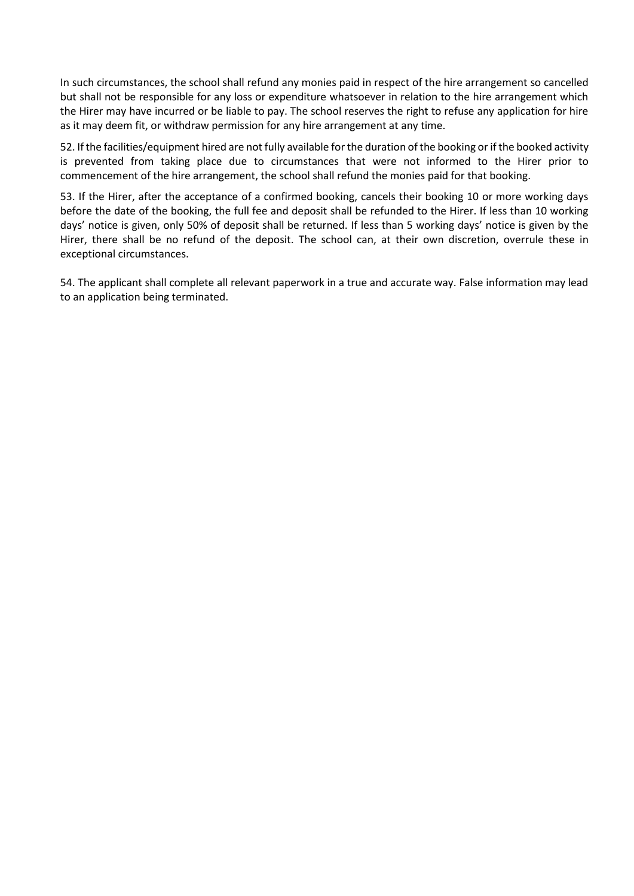In such circumstances, the school shall refund any monies paid in respect of the hire arrangement so cancelled but shall not be responsible for any loss or expenditure whatsoever in relation to the hire arrangement which the Hirer may have incurred or be liable to pay. The school reserves the right to refuse any application for hire as it may deem fit, or withdraw permission for any hire arrangement at any time.

52. If the facilities/equipment hired are not fully available for the duration of the booking or if the booked activity is prevented from taking place due to circumstances that were not informed to the Hirer prior to commencement of the hire arrangement, the school shall refund the monies paid for that booking.

53. If the Hirer, after the acceptance of a confirmed booking, cancels their booking 10 or more working days before the date of the booking, the full fee and deposit shall be refunded to the Hirer. If less than 10 working days' notice is given, only 50% of deposit shall be returned. If less than 5 working days' notice is given by the Hirer, there shall be no refund of the deposit. The school can, at their own discretion, overrule these in exceptional circumstances.

54. The applicant shall complete all relevant paperwork in a true and accurate way. False information may lead to an application being terminated.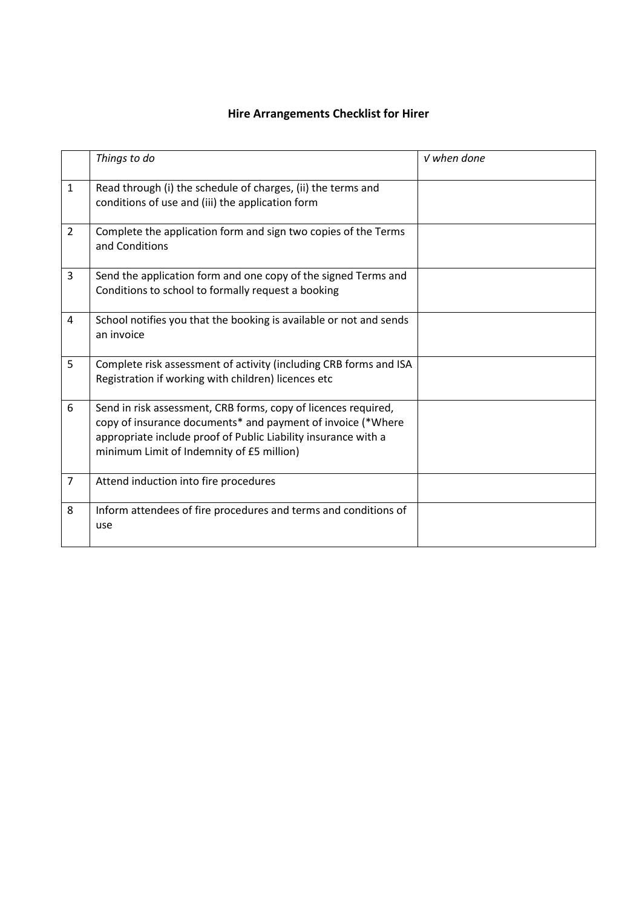**Hire Arrangements Checklist for Hirer**

| | *Things to do* | *√ when done* |
|---|---|---|
| 1 | Read through (i) the schedule of charges, (ii) the terms and conditions of use and (iii) the application form | |
| 2 | Complete the application form and sign two copies of the Terms and Conditions | |
| 3 | Send the application form and one copy of the signed Terms and Conditions to school to formally request a booking | |
| 4 | School notifies you that the booking is available or not and sends an invoice | |
| 5 | Complete risk assessment of activity (including CRB forms and ISA Registration if working with children) licences etc | |
| 6 | Send in risk assessment, CRB forms, copy of licences required, copy of insurance documents* and payment of invoice (*Where appropriate include proof of Public Liability insurance with a minimum Limit of Indemnity of £5 million) | |
| 7 | Attend induction into fire procedures | |
| 8 | Inform attendees of fire procedures and terms and conditions of use | |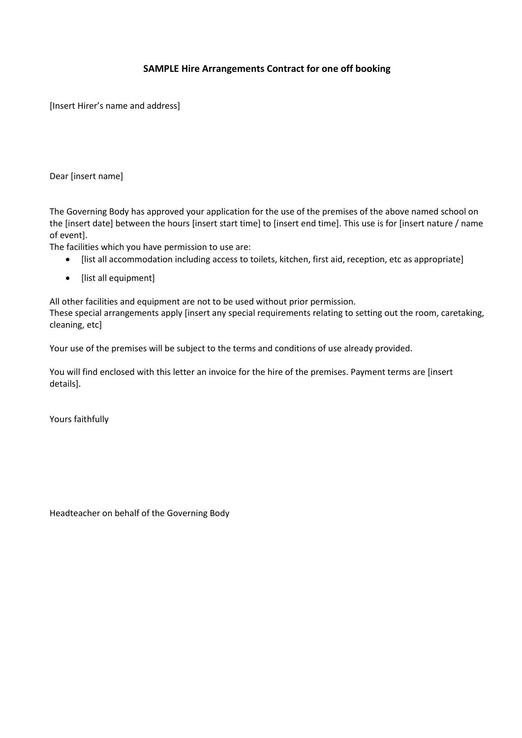**SAMPLE Hire Arrangements Contract for one off booking**

[Insert Hirer's name and address]

Dear [insert name]

The Governing Body has approved your application for the use of the premises of the above named school on the [insert date] between the hours [insert start time] to [insert end time]. This use is for [insert nature / name of event].

The facilities which you have permission to use are:

- [list all accommodation including access to toilets, kitchen, first aid, reception, etc as appropriate]
- [list all equipment]

All other facilities and equipment are not to be used without prior permission.

These special arrangements apply [insert any special requirements relating to setting out the room, caretaking, cleaning, etc]

Your use of the premises will be subject to the terms and conditions of use already provided.

You will find enclosed with this letter an invoice for the hire of the premises. Payment terms are [insert details].

Yours faithfully

Headteacher on behalf of the Governing Body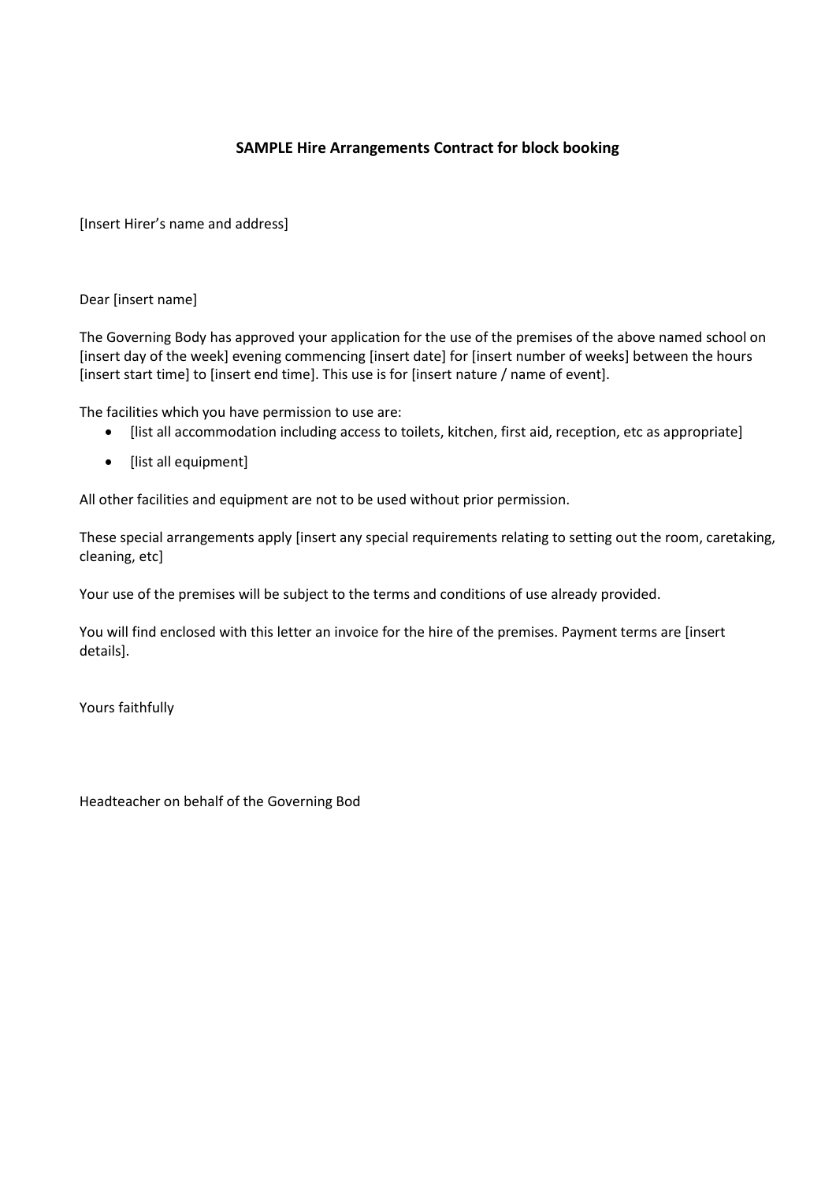**SAMPLE Hire Arrangements Contract for block booking**

[Insert Hirer's name and address]

Dear [insert name]

The Governing Body has approved your application for the use of the premises of the above named school on [insert day of the week] evening commencing [insert date] for [insert number of weeks] between the hours [insert start time] to [insert end time]. This use is for [insert nature / name of event].

The facilities which you have permission to use are:

- [list all accommodation including access to toilets, kitchen, first aid, reception, etc as appropriate]
- [list all equipment]

All other facilities and equipment are not to be used without prior permission.

These special arrangements apply [insert any special requirements relating to setting out the room, caretaking, cleaning, etc]

Your use of the premises will be subject to the terms and conditions of use already provided.

You will find enclosed with this letter an invoice for the hire of the premises. Payment terms are [insert details].

Yours faithfully

Headteacher on behalf of the Governing Bod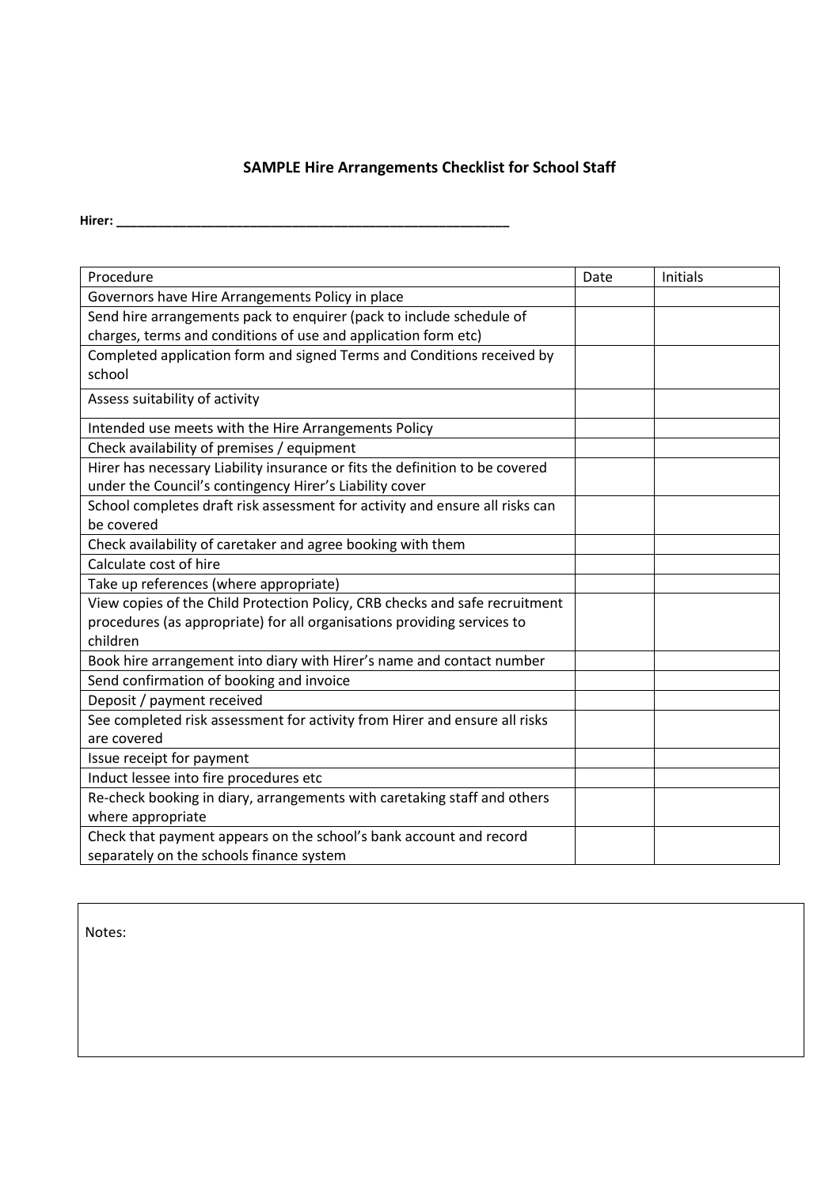**SAMPLE Hire Arrangements Checklist for School Staff**

**Hirer: ___________________________________________________________**

| Procedure | Date | Initials |
|---|---|---|
| Governors have Hire Arrangements Policy in place | | |
| Send hire arrangements pack to enquirer (pack to include schedule of charges, terms and conditions of use and application form etc) | | |
| Completed application form and signed Terms and Conditions received by school | | |
| Assess suitability of activity | | |
| Intended use meets with the Hire Arrangements Policy | | |
| Check availability of premises / equipment | | |
| Hirer has necessary Liability insurance or fits the definition to be covered under the Council's contingency Hirer's Liability cover | | |
| School completes draft risk assessment for activity and ensure all risks can be covered | | |
| Check availability of caretaker and agree booking with them | | |
| Calculate cost of hire | | |
| Take up references (where appropriate) | | |
| View copies of the Child Protection Policy, CRB checks and safe recruitment procedures (as appropriate) for all organisations providing services to children | | |
| Book hire arrangement into diary with Hirer's name and contact number | | |
| Send confirmation of booking and invoice | | |
| Deposit / payment received | | |
| See completed risk assessment for activity from Hirer and ensure all risks are covered | | |
| Issue receipt for payment | | |
| Induct lessee into fire procedures etc | | |
| Re-check booking in diary, arrangements with caretaking staff and others where appropriate | | |
| Check that payment appears on the school's bank account and record separately on the schools finance system | | |

Notes: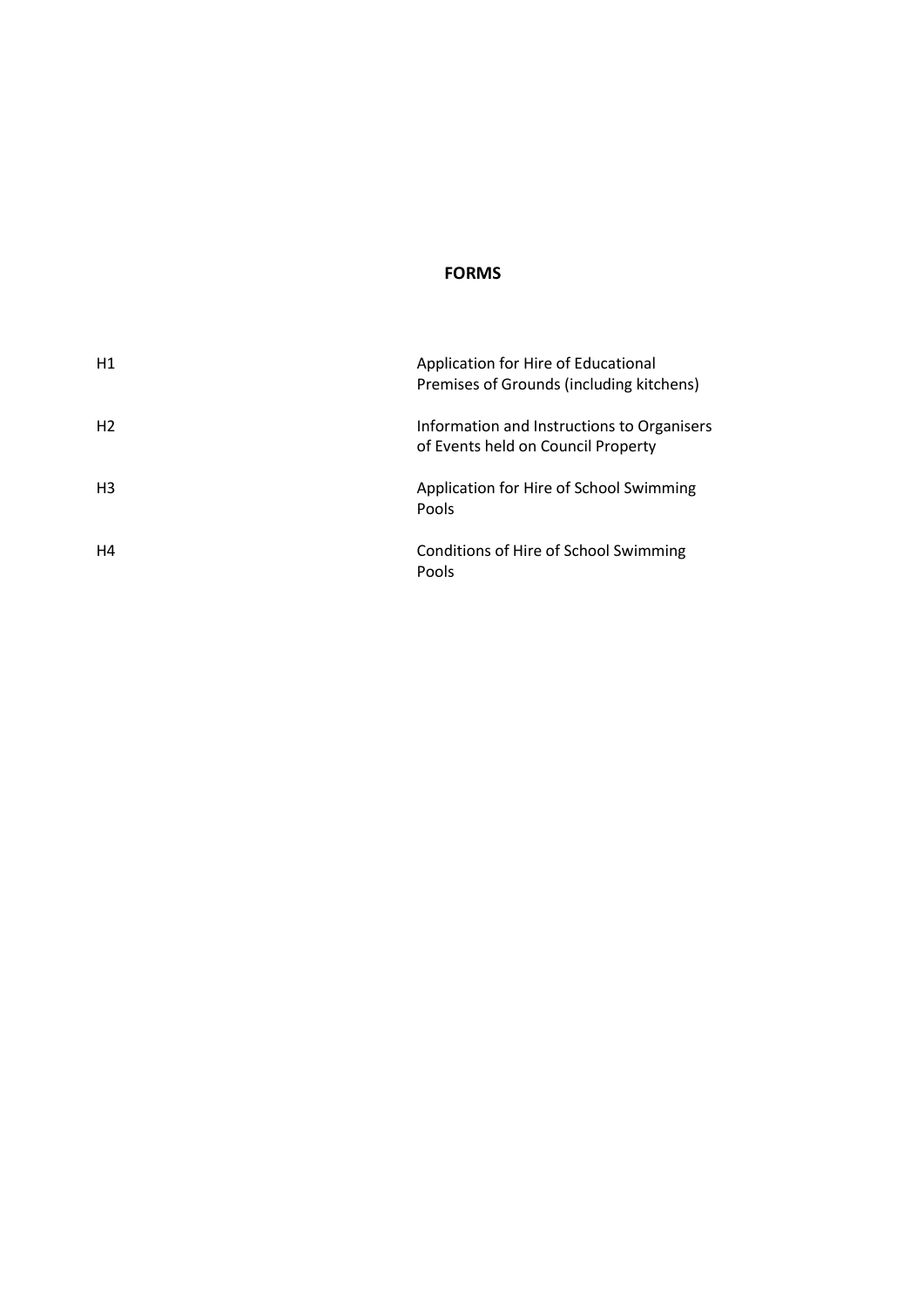# FORMS

| | |
|---|---|
| H1 | Application for Hire of Educational Premises of Grounds (including kitchens) |
| H2 | Information and Instructions to Organisers of Events held on Council Property |
| H3 | Application for Hire of School Swimming Pools |
| H4 | Conditions of Hire of School Swimming Pools |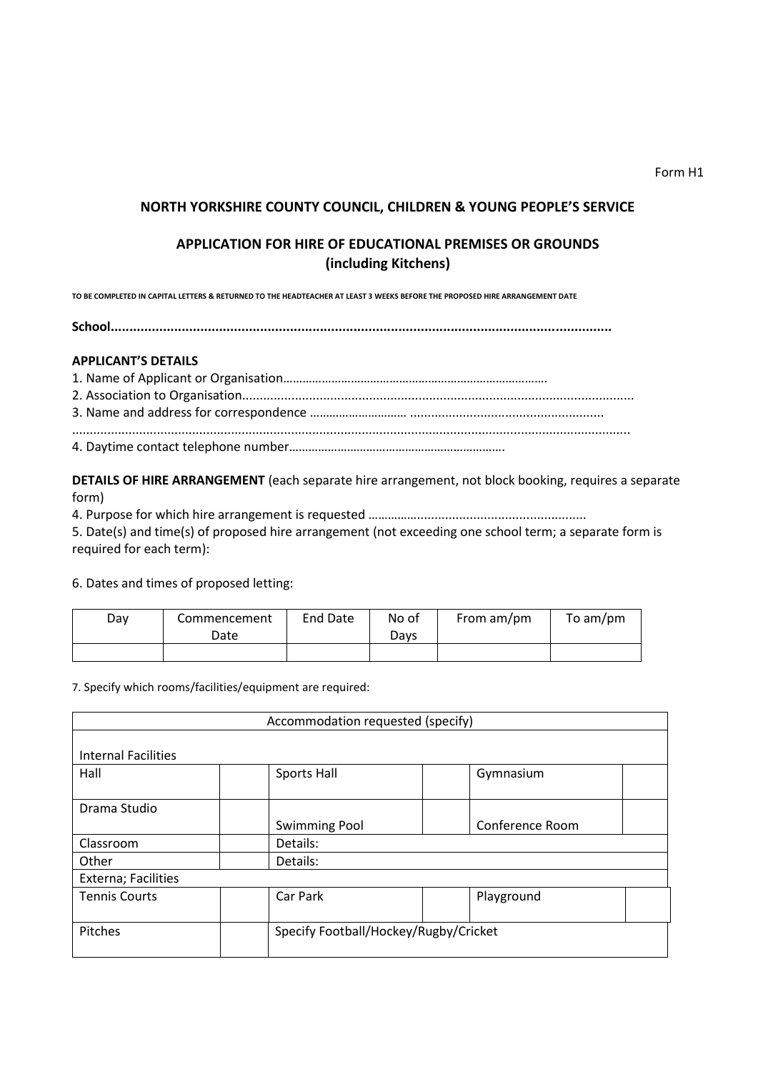Form H1

## NORTH YORKSHIRE COUNTY COUNCIL, CHILDREN & YOUNG PEOPLE'S SERVICE

## APPLICATION FOR HIRE OF EDUCATIONAL PREMISES OR GROUNDS (including Kitchens)

**TO BE COMPLETED IN CAPITAL LETTERS & RETURNED TO THE HEADTEACHER AT LEAST 3 WEEKS BEFORE THE PROPOSED HIRE ARRANGEMENT DATE**

**School....................................................................................................................................**

**APPLICANT'S DETAILS**

1. Name of Applicant or Organisation……………………………………………………………………….
2. Association to Organisation..............................................................................................................
3. Name and address for correspondence ………………………… ......................................................

..........................................................................................................................................................

4. Daytime contact telephone number………………………………………………………….

**DETAILS OF HIRE ARRANGEMENT** (each separate hire arrangement, not block booking, requires a separate form)

4. Purpose for which hire arrangement is requested ………….................................................
5. Date(s) and time(s) of proposed hire arrangement (not exceeding one school term; a separate form is required for each term):

6. Dates and times of proposed letting:

| Day | Commencement Date | End Date | No of Days | From am/pm | To am/pm |
|---|---|---|---|---|---|
| | | | | | |

7. Specify which rooms/facilities/equipment are required:

| Accommodation requested (specify) | | | | | |
|---|---|---|---|---|---|
| Internal Facilities | | | | | |
| Hall | | Sports Hall | | Gymnasium | |
| Drama Studio | | Swimming Pool | | Conference Room | |
| Classroom | | Details: | | | |
| Other | | Details: | | | |
| Externa; Facilities | | | | | |
| Tennis Courts | | Car Park | | Playground | |
| Pitches | | Specify Football/Hockey/Rugby/Cricket | | | |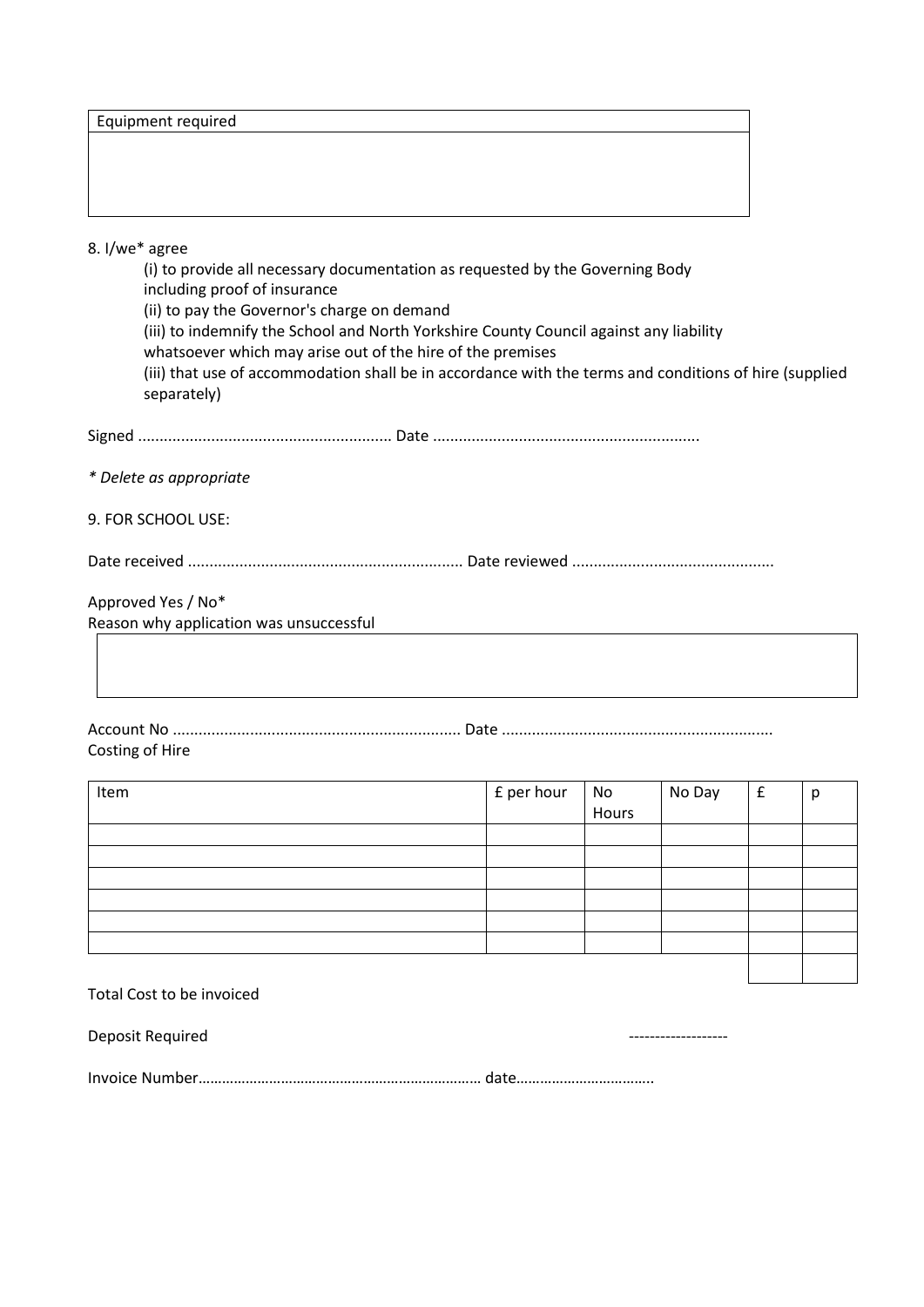| Equipment required |
| --- |
| |

8. I/we* agree

(i) to provide all necessary documentation as requested by the Governing Body including proof of insurance
(ii) to pay the Governor's charge on demand
(iii) to indemnify the School and North Yorkshire County Council against any liability whatsoever which may arise out of the hire of the premises
(iii) that use of accommodation shall be in accordance with the terms and conditions of hire (supplied separately)

Signed ........................................................... Date ..............................................................

*\* Delete as appropriate*

9. FOR SCHOOL USE:

Date received ............................................................... Date reviewed ..............................................

Approved Yes / No*

Reason why application was unsuccessful

| |
| --- |
| |

Account No .................................................................. Date ..............................................................

Costing of Hire

| Item | £ per hour | No Hours | No Day | £ | p |
| --- | --- | --- | --- | --- | --- |
| | | | | | |
| | | | | | |
| | | | | | |
| | | | | | |
| | | | | | |
| | | | | | |
| | | | | | |

Total Cost to be invoiced

Deposit Required -------------------

Invoice Number……………………………………………………………… date…………………………….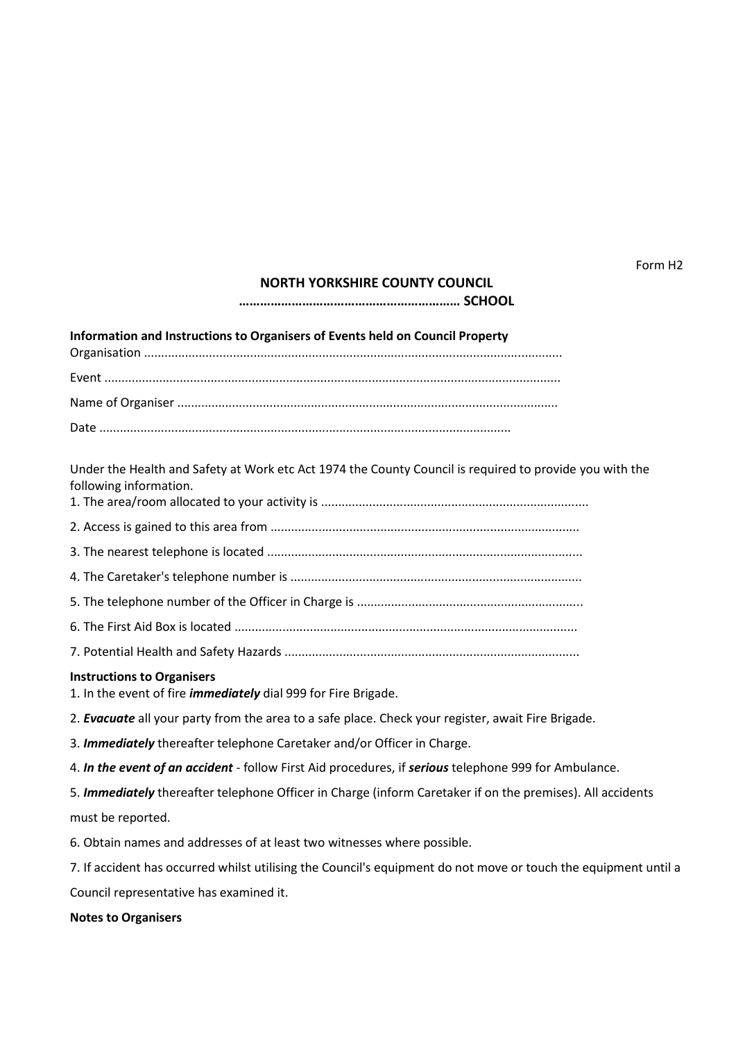Form H2

**NORTH YORKSHIRE COUNTY COUNCIL**

**……………………………………………………. SCHOOL**

**Information and Instructions to Organisers of Events held on Council Property**

Organisation ……………………………………………………………………………………………………

Event ……………………………………………………………………………………………………

Name of Organiser ……………………………………………………………………………………

Date ……………………………………………………………………………………………

Under the Health and Safety at Work etc Act 1974 the County Council is required to provide you with the following information.

1. The area/room allocated to your activity is ……………………………………………………………

2. Access is gained to this area from ……………………………………………………………………

3. The nearest telephone is located ……………………………………………………………………

4. The Caretaker's telephone number is ……………………………………………………………

5. The telephone number of the Officer in Charge is …………………………………………………

6. The First Aid Box is located …………………………………………………………………………

7. Potential Health and Safety Hazards …………………………………………………………………

**Instructions to Organisers**

1. In the event of fire ***immediately*** dial 999 for Fire Brigade.

2. ***Evacuate*** all your party from the area to a safe place. Check your register, await Fire Brigade.

3. ***Immediately*** thereafter telephone Caretaker and/or Officer in Charge.

4. ***In the event of an accident*** - follow First Aid procedures, if ***serious*** telephone 999 for Ambulance.

5. ***Immediately*** thereafter telephone Officer in Charge (inform Caretaker if on the premises). All accidents must be reported.

6. Obtain names and addresses of at least two witnesses where possible.

7. If accident has occurred whilst utilising the Council's equipment do not move or touch the equipment until a Council representative has examined it.

**Notes to Organisers**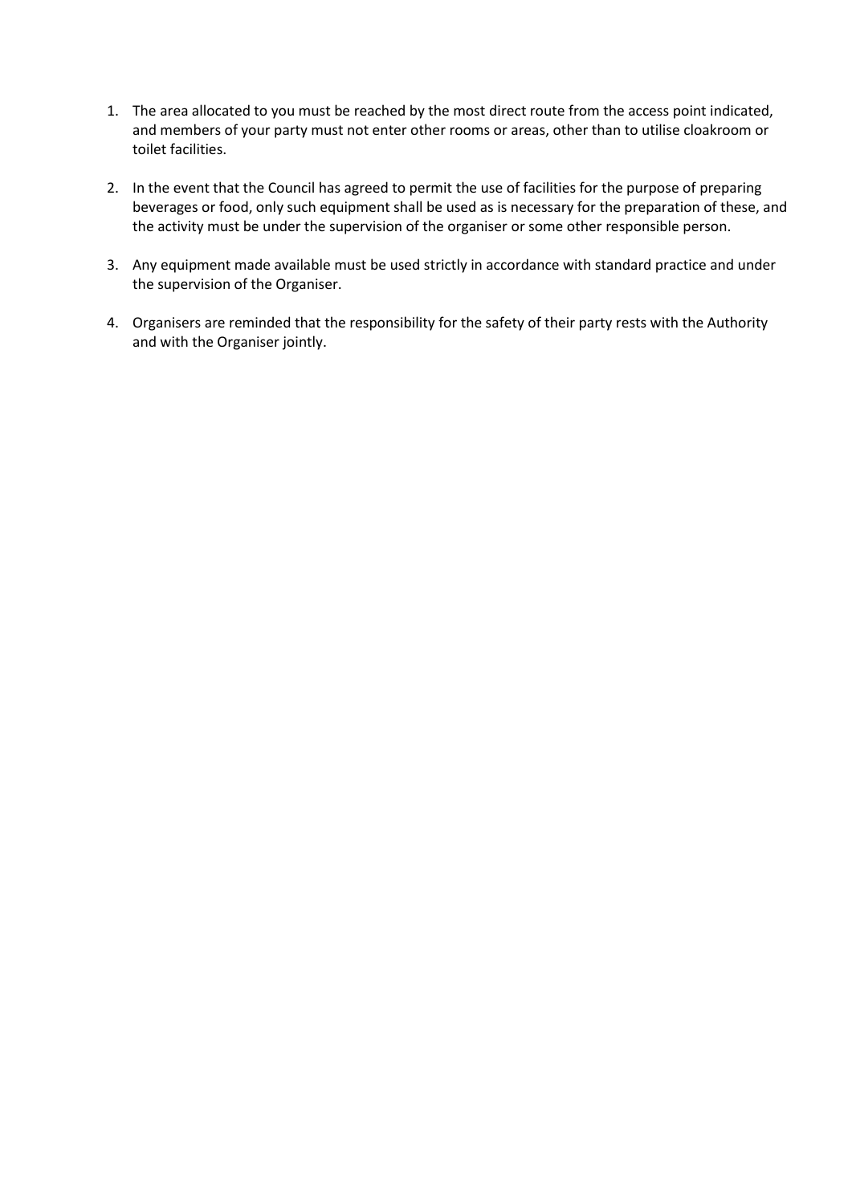1. The area allocated to you must be reached by the most direct route from the access point indicated, and members of your party must not enter other rooms or areas, other than to utilise cloakroom or toilet facilities.

2. In the event that the Council has agreed to permit the use of facilities for the purpose of preparing beverages or food, only such equipment shall be used as is necessary for the preparation of these, and the activity must be under the supervision of the organiser or some other responsible person.

3. Any equipment made available must be used strictly in accordance with standard practice and under the supervision of the Organiser.

4. Organisers are reminded that the responsibility for the safety of their party rests with the Authority and with the Organiser jointly.